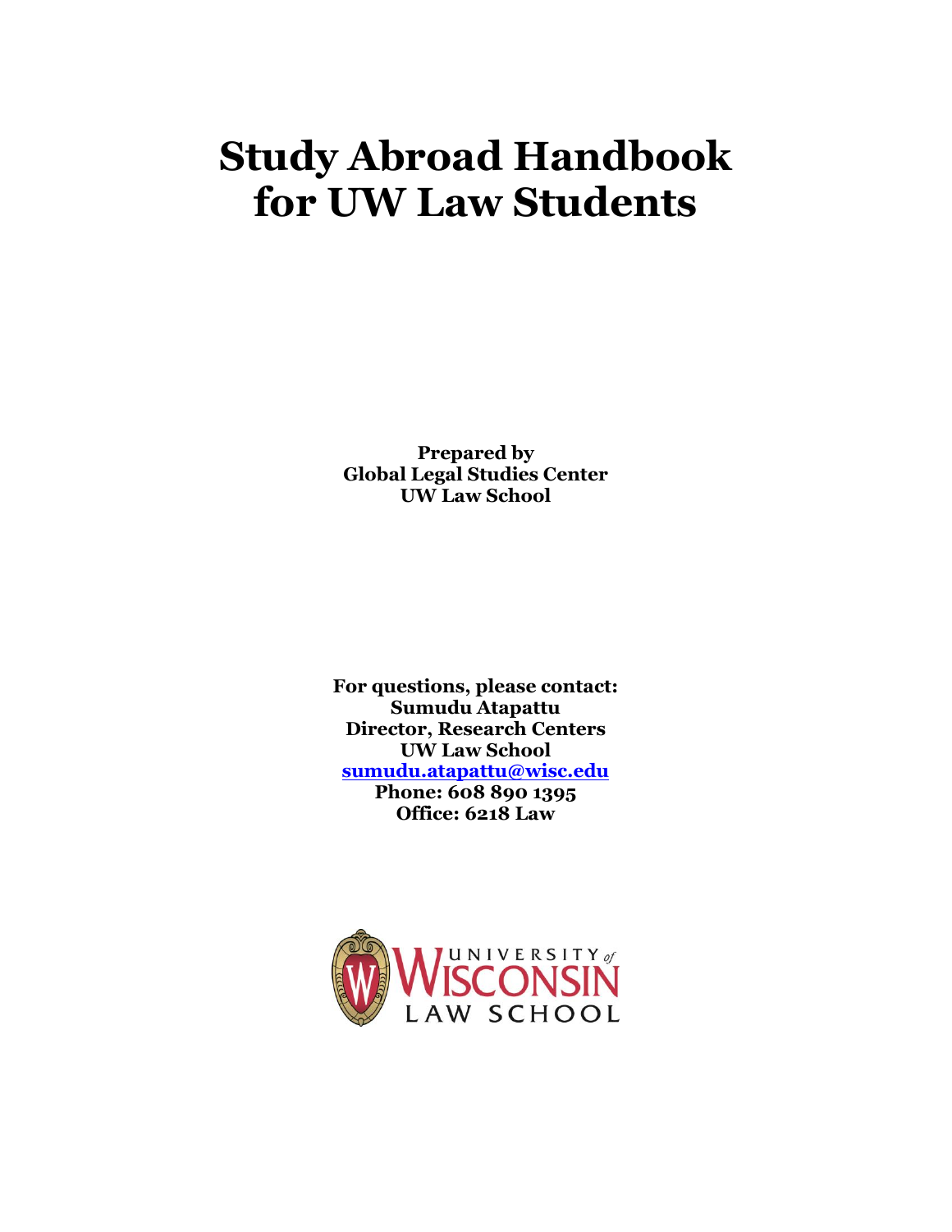# Study Abroad Handbook for UW Law Students

**Prepared by**
**Global Legal Studies Center**
**UW Law School**

**For questions, please contact:**
**Sumudu Atapattu**
**Director, Research Centers**
**UW Law School**
**sumudu.atapattu@wisc.edu**
**Phone: 608 890 1395**
**Office: 6218 Law**

UNIVERSITY of WISCONSIN LAW SCHOOL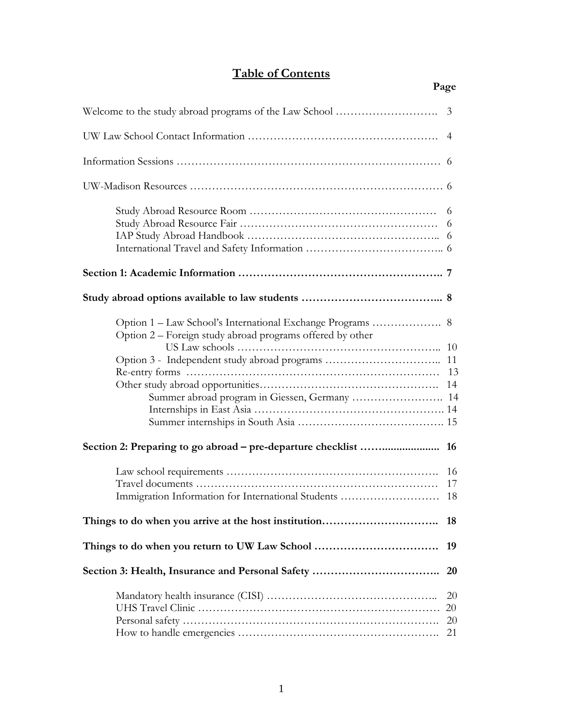# Table of Contents

| | Page |
|---|---|
| Welcome to the study abroad programs of the Law School | 3 |
| UW Law School Contact Information | 4 |
| Information Sessions | 6 |
| UW-Madison Resources | 6 |
| Study Abroad Resource Room | 6 |
| Study Abroad Resource Fair | 6 |
| IAP Study Abroad Handbook | 6 |
| International Travel and Safety Information | 6 |
| **Section 1: Academic Information** | **7** |
| **Study abroad options available to law students** | **8** |
| Option 1 – Law School's International Exchange Programs | 8 |
| Option 2 – Foreign study abroad programs offered by other US Law schools | 10 |
| Option 3 - Independent study abroad programs | 11 |
| Re-entry forms | 13 |
| Other study abroad opportunities | 14 |
| Summer abroad program in Giessen, Germany | 14 |
| Internships in East Asia | 14 |
| Summer internships in South Asia | 15 |
| **Section 2: Preparing to go abroad – pre-departure checklist** | **16** |
| Law school requirements | 16 |
| Travel documents | 17 |
| Immigration Information for International Students | 18 |
| **Things to do when you arrive at the host institution** | **18** |
| **Things to do when you return to UW Law School** | **19** |
| **Section 3: Health, Insurance and Personal Safety** | **20** |
| Mandatory health insurance (CISI) | 20 |
| UHS Travel Clinic | 20 |
| Personal safety | 20 |
| How to handle emergencies | 21 |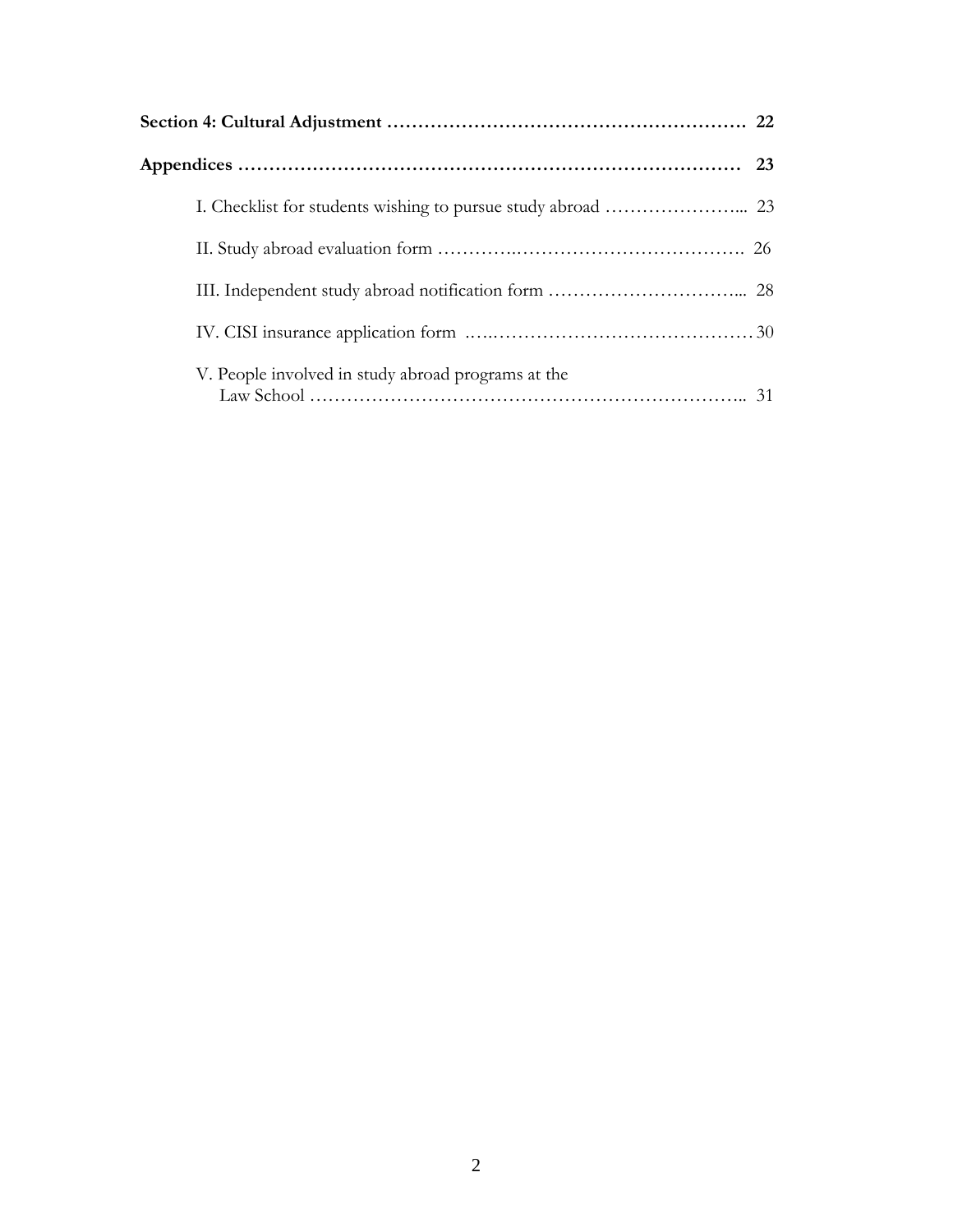**Section 4: Cultural Adjustment ………………………………………………… 22**

**Appendices ……………………………………………………………………… 23**

I. Checklist for students wishing to pursue study abroad ………………….... 23

II. Study abroad evaluation form ……………..………………………………. 26

III. Independent study abroad notification form …………………………... 28

IV. CISI insurance application form …..……………………………………30

V. People involved in study abroad programs at the Law School ……………………………………………………………... 31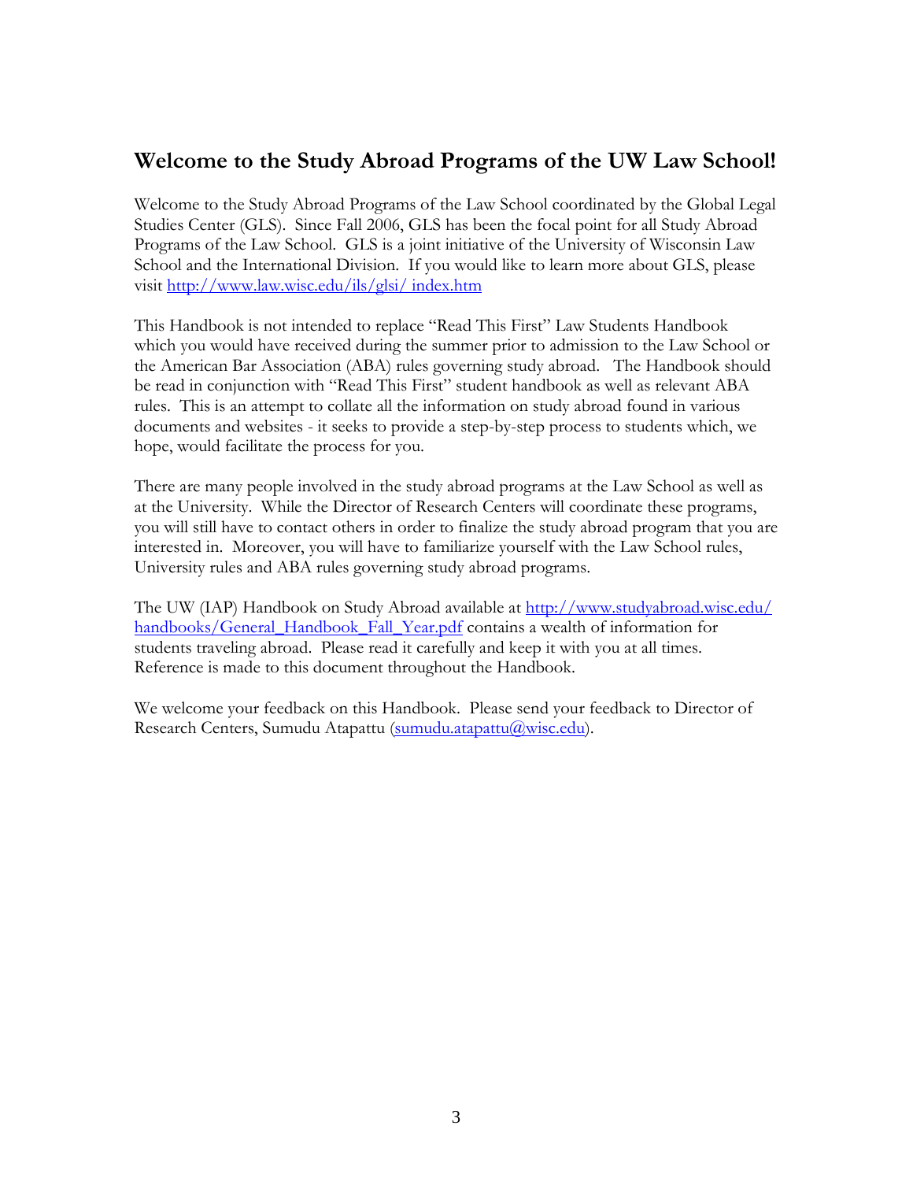## Welcome to the Study Abroad Programs of the UW Law School!

Welcome to the Study Abroad Programs of the Law School coordinated by the Global Legal Studies Center (GLS). Since Fall 2006, GLS has been the focal point for all Study Abroad Programs of the Law School. GLS is a joint initiative of the University of Wisconsin Law School and the International Division. If you would like to learn more about GLS, please visit http://www.law.wisc.edu/ils/glsi/ index.htm

This Handbook is not intended to replace "Read This First" Law Students Handbook which you would have received during the summer prior to admission to the Law School or the American Bar Association (ABA) rules governing study abroad. The Handbook should be read in conjunction with "Read This First" student handbook as well as relevant ABA rules. This is an attempt to collate all the information on study abroad found in various documents and websites - it seeks to provide a step-by-step process to students which, we hope, would facilitate the process for you.

There are many people involved in the study abroad programs at the Law School as well as at the University. While the Director of Research Centers will coordinate these programs, you will still have to contact others in order to finalize the study abroad program that you are interested in. Moreover, you will have to familiarize yourself with the Law School rules, University rules and ABA rules governing study abroad programs.

The UW (IAP) Handbook on Study Abroad available at http://www.studyabroad.wisc.edu/handbooks/General_Handbook_Fall_Year.pdf contains a wealth of information for students traveling abroad. Please read it carefully and keep it with you at all times. Reference is made to this document throughout the Handbook.

We welcome your feedback on this Handbook. Please send your feedback to Director of Research Centers, Sumudu Atapattu (sumudu.atapattu@wisc.edu).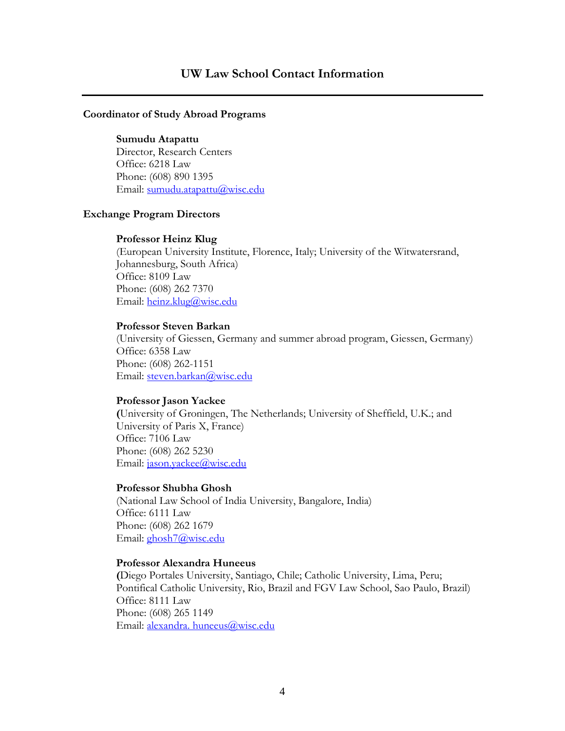# UW Law School Contact Information

---

## Coordinator of Study Abroad Programs

**Sumudu Atapattu**
Director, Research Centers
Office: 6218 Law
Phone: (608) 890 1395
Email: sumudu.atapattu@wisc.edu

## Exchange Program Directors

**Professor Heinz Klug**
(European University Institute, Florence, Italy; University of the Witwatersrand, Johannesburg, South Africa)
Office: 8109 Law
Phone: (608) 262 7370
Email: heinz.klug@wisc.edu

**Professor Steven Barkan**
(University of Giessen, Germany and summer abroad program, Giessen, Germany)
Office: 6358 Law
Phone: (608) 262-1151
Email: steven.barkan@wisc.edu

**Professor Jason Yackee**
(University of Groningen, The Netherlands; University of Sheffield, U.K.; and University of Paris X, France)
Office: 7106 Law
Phone: (608) 262 5230
Email: jason.yackee@wisc.edu

**Professor Shubha Ghosh**
(National Law School of India University, Bangalore, India)
Office: 6111 Law
Phone: (608) 262 1679
Email: ghosh7@wisc.edu

**Professor Alexandra Huneeus**
(Diego Portales University, Santiago, Chile; Catholic University, Lima, Peru; Pontifical Catholic University, Rio, Brazil and FGV Law School, Sao Paulo, Brazil)
Office: 8111 Law
Phone: (608) 265 1149
Email: alexandra. huneeus@wisc.edu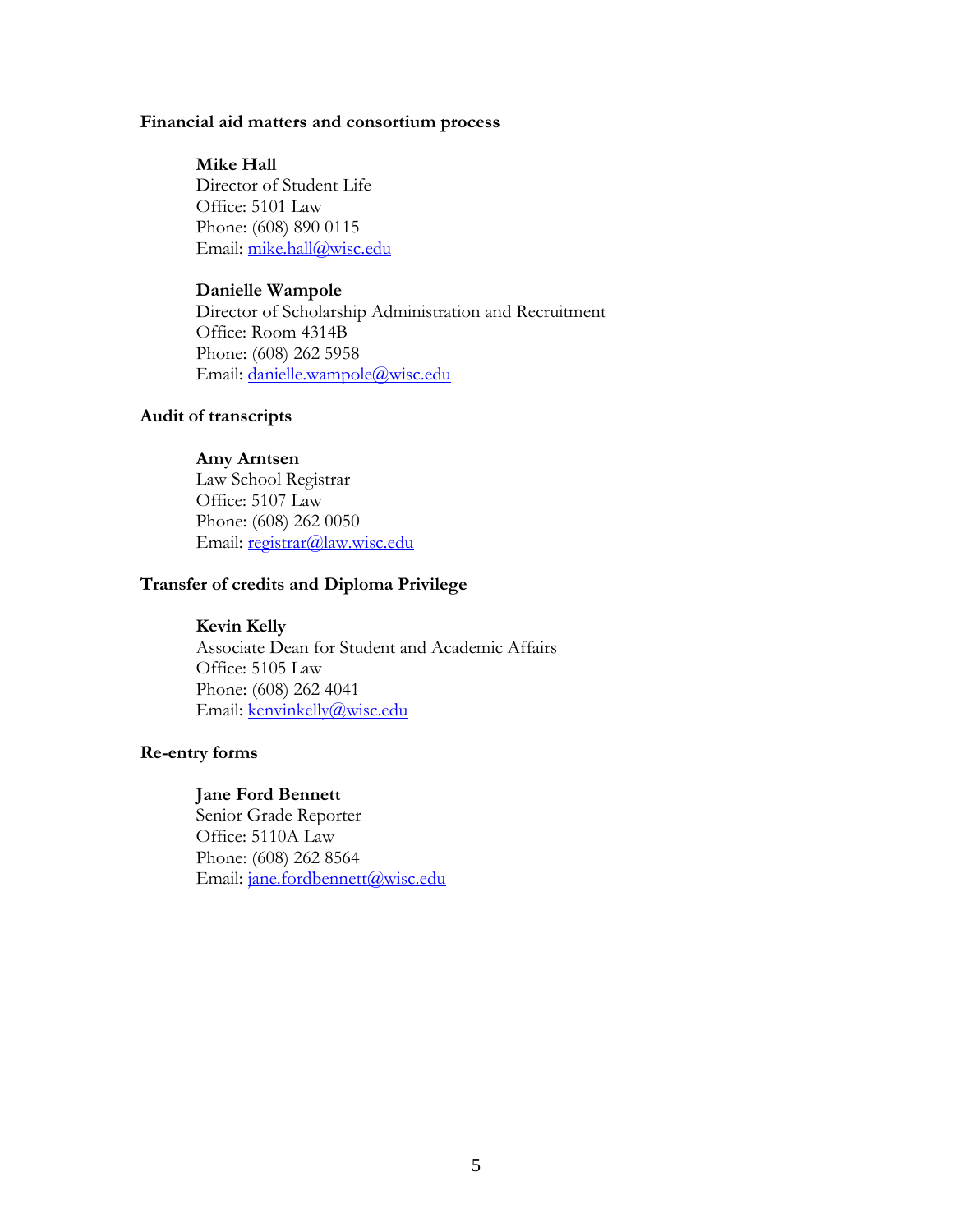**Financial aid matters and consortium process**

**Mike Hall**
Director of Student Life
Office: 5101 Law
Phone: (608) 890 0115
Email: mike.hall@wisc.edu

**Danielle Wampole**
Director of Scholarship Administration and Recruitment
Office: Room 4314B
Phone: (608) 262 5958
Email: danielle.wampole@wisc.edu

**Audit of transcripts**

**Amy Arntsen**
Law School Registrar
Office: 5107 Law
Phone: (608) 262 0050
Email: registrar@law.wisc.edu

**Transfer of credits and Diploma Privilege**

**Kevin Kelly**
Associate Dean for Student and Academic Affairs
Office: 5105 Law
Phone: (608) 262 4041
Email: kenvinkelly@wisc.edu

**Re-entry forms**

**Jane Ford Bennett**
Senior Grade Reporter
Office: 5110A Law
Phone: (608) 262 8564
Email: jane.fordbennett@wisc.edu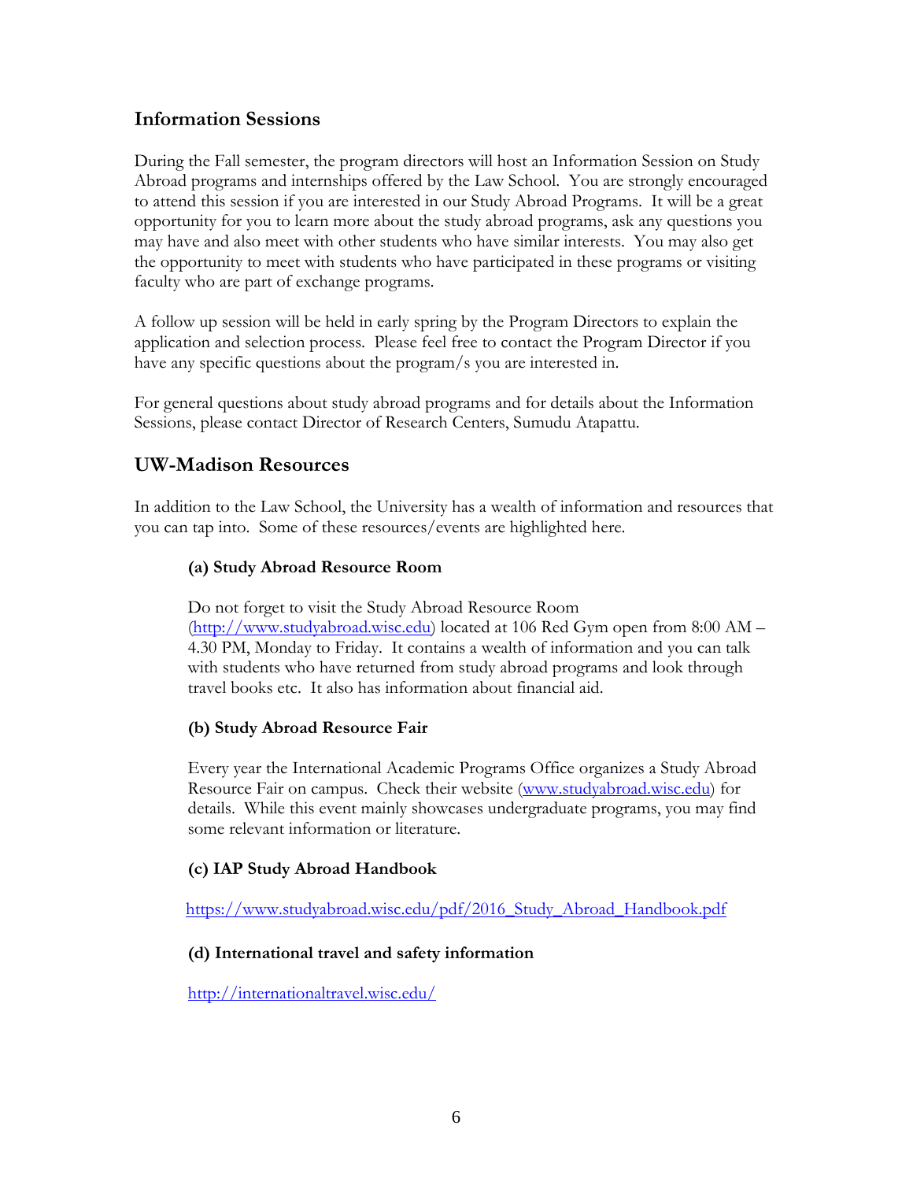## Information Sessions

During the Fall semester, the program directors will host an Information Session on Study Abroad programs and internships offered by the Law School. You are strongly encouraged to attend this session if you are interested in our Study Abroad Programs. It will be a great opportunity for you to learn more about the study abroad programs, ask any questions you may have and also meet with other students who have similar interests. You may also get the opportunity to meet with students who have participated in these programs or visiting faculty who are part of exchange programs.

A follow up session will be held in early spring by the Program Directors to explain the application and selection process. Please feel free to contact the Program Director if you have any specific questions about the program/s you are interested in.

For general questions about study abroad programs and for details about the Information Sessions, please contact Director of Research Centers, Sumudu Atapattu.

## UW-Madison Resources

In addition to the Law School, the University has a wealth of information and resources that you can tap into. Some of these resources/events are highlighted here.

### (a) Study Abroad Resource Room

Do not forget to visit the Study Abroad Resource Room (http://www.studyabroad.wisc.edu) located at 106 Red Gym open from 8:00 AM – 4.30 PM, Monday to Friday. It contains a wealth of information and you can talk with students who have returned from study abroad programs and look through travel books etc. It also has information about financial aid.

### (b) Study Abroad Resource Fair

Every year the International Academic Programs Office organizes a Study Abroad Resource Fair on campus. Check their website (www.studyabroad.wisc.edu) for details. While this event mainly showcases undergraduate programs, you may find some relevant information or literature.

### (c) IAP Study Abroad Handbook

https://www.studyabroad.wisc.edu/pdf/2016_Study_Abroad_Handbook.pdf

### (d) International travel and safety information

http://internationaltravel.wisc.edu/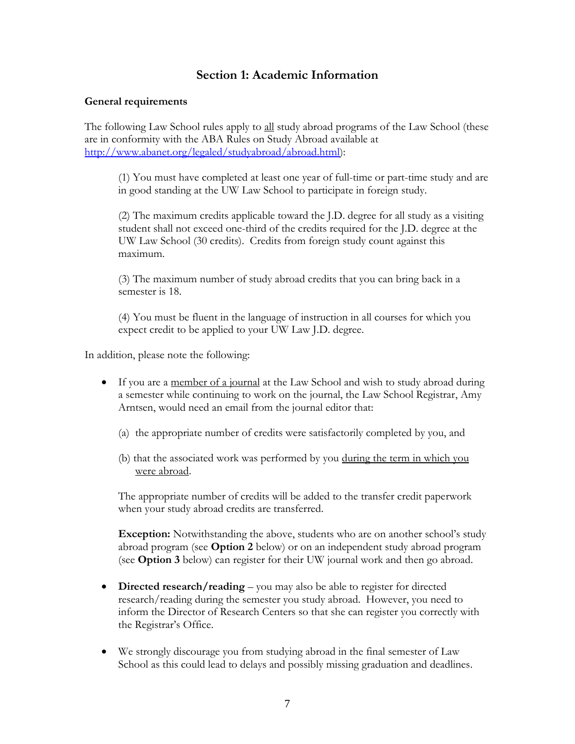## Section 1: Academic Information

**General requirements**

The following Law School rules apply to all study abroad programs of the Law School (these are in conformity with the ABA Rules on Study Abroad available at [http://www.abanet.org/legaled/studyabroad/abroad.html](http://www.abanet.org/legaled/studyabroad/abroad.html)):

(1) You must have completed at least one year of full-time or part-time study and are in good standing at the UW Law School to participate in foreign study.

(2) The maximum credits applicable toward the J.D. degree for all study as a visiting student shall not exceed one-third of the credits required for the J.D. degree at the UW Law School (30 credits). Credits from foreign study count against this maximum.

(3) The maximum number of study abroad credits that you can bring back in a semester is 18.

(4) You must be fluent in the language of instruction in all courses for which you expect credit to be applied to your UW Law J.D. degree.

In addition, please note the following:

- If you are a member of a journal at the Law School and wish to study abroad during a semester while continuing to work on the journal, the Law School Registrar, Amy Arntsen, would need an email from the journal editor that:

  (a) the appropriate number of credits were satisfactorily completed by you, and

  (b) that the associated work was performed by you during the term in which you were abroad.

  The appropriate number of credits will be added to the transfer credit paperwork when your study abroad credits are transferred.

  **Exception:** Notwithstanding the above, students who are on another school's study abroad program (see **Option 2** below) or on an independent study abroad program (see **Option 3** below) can register for their UW journal work and then go abroad.

- **Directed research/reading** – you may also be able to register for directed research/reading during the semester you study abroad. However, you need to inform the Director of Research Centers so that she can register you correctly with the Registrar's Office.

- We strongly discourage you from studying abroad in the final semester of Law School as this could lead to delays and possibly missing graduation and deadlines.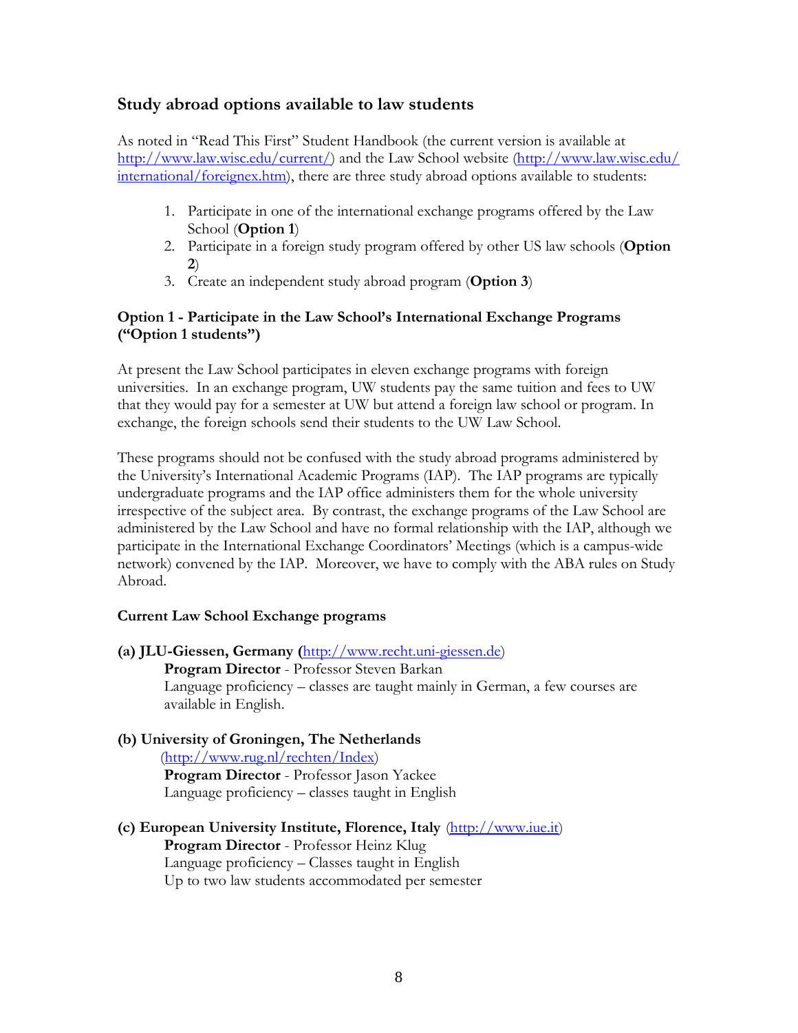## Study abroad options available to law students

As noted in "Read This First" Student Handbook (the current version is available at http://www.law.wisc.edu/current/) and the Law School website (http://www.law.wisc.edu/international/foreignex.htm), there are three study abroad options available to students:

1. Participate in one of the international exchange programs offered by the Law School (**Option 1**)
2. Participate in a foreign study program offered by other US law schools (**Option 2**)
3. Create an independent study abroad program (**Option 3**)

### Option 1 - Participate in the Law School's International Exchange Programs ("Option 1 students")

At present the Law School participates in eleven exchange programs with foreign universities. In an exchange program, UW students pay the same tuition and fees to UW that they would pay for a semester at UW but attend a foreign law school or program. In exchange, the foreign schools send their students to the UW Law School.

These programs should not be confused with the study abroad programs administered by the University's International Academic Programs (IAP). The IAP programs are typically undergraduate programs and the IAP office administers them for the whole university irrespective of the subject area. By contrast, the exchange programs of the Law School are administered by the Law School and have no formal relationship with the IAP, although we participate in the International Exchange Coordinators' Meetings (which is a campus-wide network) convened by the IAP. Moreover, we have to comply with the ABA rules on Study Abroad.

#### Current Law School Exchange programs

**(a) JLU-Giessen, Germany (**http://www.recht.uni-giessen.de)
**Program Director** - Professor Steven Barkan
Language proficiency – classes are taught mainly in German, a few courses are available in English.

**(b) University of Groningen, The Netherlands**
(http://www.rug.nl/rechten/Index)
**Program Director** - Professor Jason Yackee
Language proficiency – classes taught in English

**(c) European University Institute, Florence, Italy** (http://www.iue.it)
**Program Director** - Professor Heinz Klug
Language proficiency – Classes taught in English
Up to two law students accommodated per semester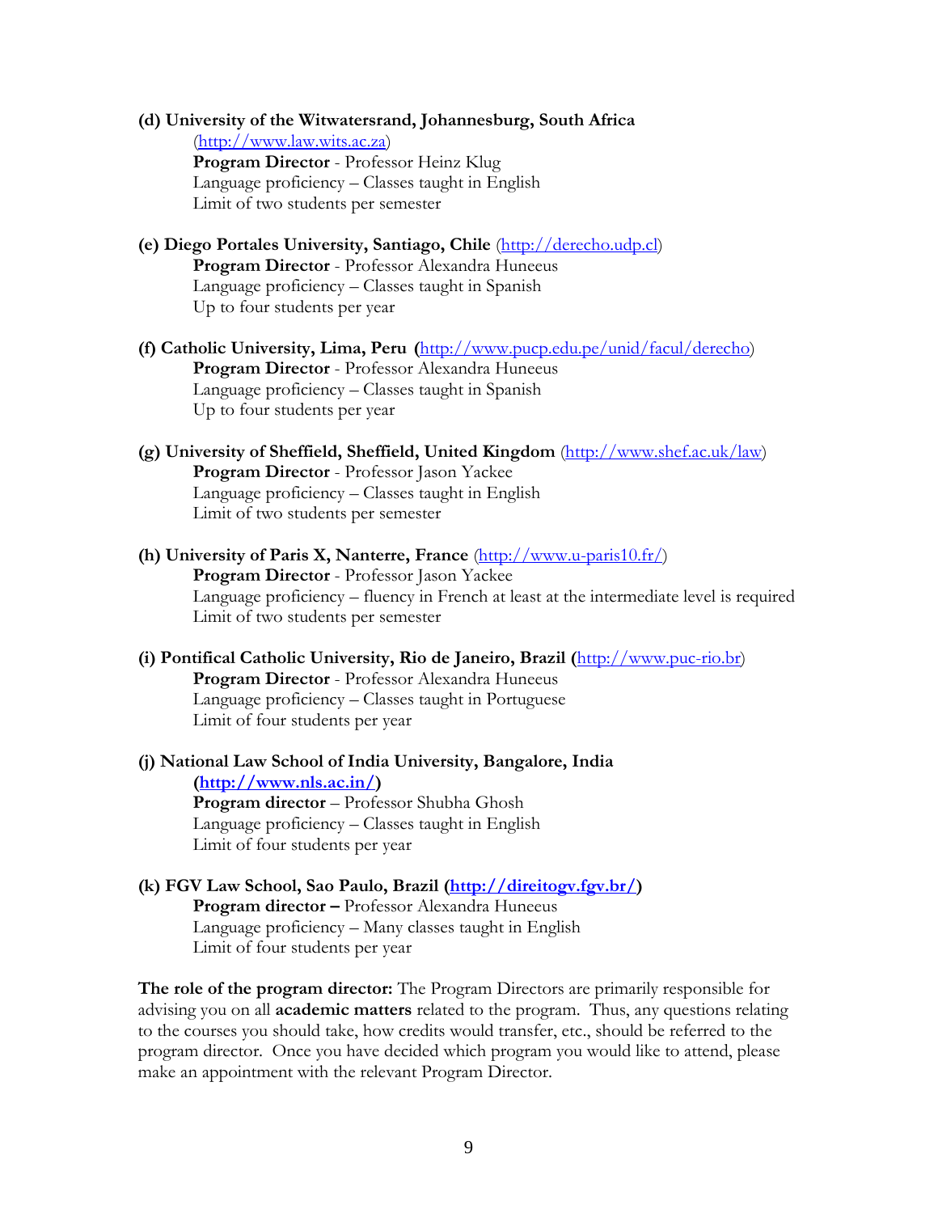**(d) University of the Witwatersrand, Johannesburg, South Africa** (http://www.law.wits.ac.za)
**Program Director** - Professor Heinz Klug
Language proficiency – Classes taught in English
Limit of two students per semester

**(e) Diego Portales University, Santiago, Chile** (http://derecho.udp.cl)
**Program Director** - Professor Alexandra Huneeus
Language proficiency – Classes taught in Spanish
Up to four students per year

**(f) Catholic University, Lima, Peru** (http://www.pucp.edu.pe/unid/facul/derecho)
**Program Director** - Professor Alexandra Huneeus
Language proficiency – Classes taught in Spanish
Up to four students per year

**(g) University of Sheffield, Sheffield, United Kingdom** (http://www.shef.ac.uk/law)
**Program Director** - Professor Jason Yackee
Language proficiency – Classes taught in English
Limit of two students per semester

**(h) University of Paris X, Nanterre, France** (http://www.u-paris10.fr/)
**Program Director** - Professor Jason Yackee
Language proficiency – fluency in French at least at the intermediate level is required
Limit of two students per semester

**(i) Pontifical Catholic University, Rio de Janeiro, Brazil (**http://www.puc-rio.br)
**Program Director** - Professor Alexandra Huneeus
Language proficiency – Classes taught in Portuguese
Limit of four students per year

**(j) National Law School of India University, Bangalore, India (http://www.nls.ac.in/)**
**Program director** – Professor Shubha Ghosh
Language proficiency – Classes taught in English
Limit of four students per year

**(k) FGV Law School, Sao Paulo, Brazil (http://direitogv.fgv.br/)**
**Program director –** Professor Alexandra Huneeus
Language proficiency – Many classes taught in English
Limit of four students per year

**The role of the program director:** The Program Directors are primarily responsible for advising you on all **academic matters** related to the program. Thus, any questions relating to the courses you should take, how credits would transfer, etc., should be referred to the program director. Once you have decided which program you would like to attend, please make an appointment with the relevant Program Director.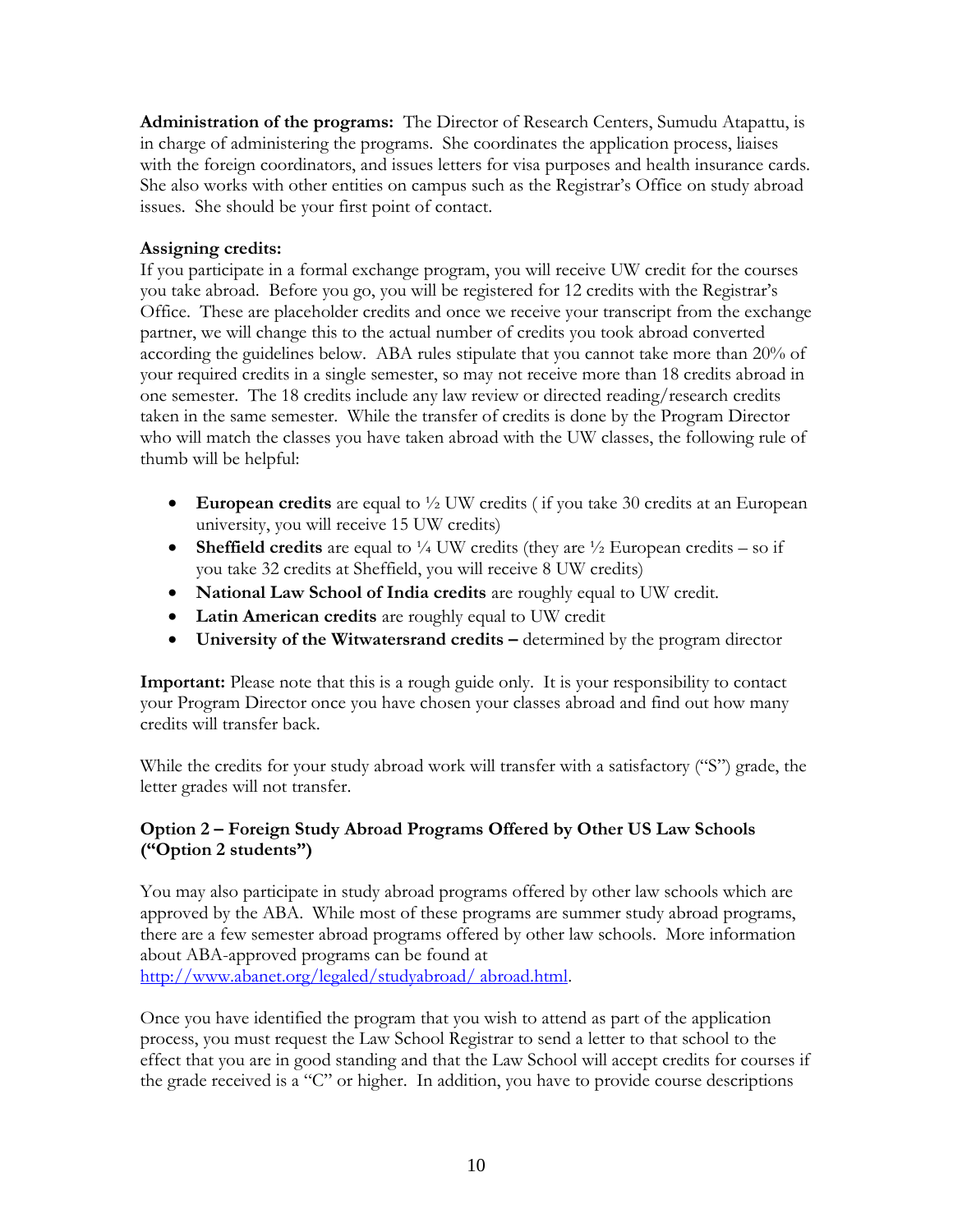**Administration of the programs:** The Director of Research Centers, Sumudu Atapattu, is in charge of administering the programs. She coordinates the application process, liaises with the foreign coordinators, and issues letters for visa purposes and health insurance cards. She also works with other entities on campus such as the Registrar's Office on study abroad issues. She should be your first point of contact.

**Assigning credits:**

If you participate in a formal exchange program, you will receive UW credit for the courses you take abroad. Before you go, you will be registered for 12 credits with the Registrar's Office. These are placeholder credits and once we receive your transcript from the exchange partner, we will change this to the actual number of credits you took abroad converted according the guidelines below. ABA rules stipulate that you cannot take more than 20% of your required credits in a single semester, so may not receive more than 18 credits abroad in one semester. The 18 credits include any law review or directed reading/research credits taken in the same semester. While the transfer of credits is done by the Program Director who will match the classes you have taken abroad with the UW classes, the following rule of thumb will be helpful:

- **European credits** are equal to ½ UW credits ( if you take 30 credits at an European university, you will receive 15 UW credits)
- **Sheffield credits** are equal to ¼ UW credits (they are ½ European credits – so if you take 32 credits at Sheffield, you will receive 8 UW credits)
- **National Law School of India credits** are roughly equal to UW credit.
- **Latin American credits** are roughly equal to UW credit
- **University of the Witwatersrand credits –** determined by the program director

**Important:** Please note that this is a rough guide only. It is your responsibility to contact your Program Director once you have chosen your classes abroad and find out how many credits will transfer back.

While the credits for your study abroad work will transfer with a satisfactory ("S") grade, the letter grades will not transfer.

### Option 2 – Foreign Study Abroad Programs Offered by Other US Law Schools ("Option 2 students")

You may also participate in study abroad programs offered by other law schools which are approved by the ABA. While most of these programs are summer study abroad programs, there are a few semester abroad programs offered by other law schools. More information about ABA-approved programs can be found at [http://www.abanet.org/legaled/studyabroad/ abroad.html](http://www.abanet.org/legaled/studyabroad/abroad.html).

Once you have identified the program that you wish to attend as part of the application process, you must request the Law School Registrar to send a letter to that school to the effect that you are in good standing and that the Law School will accept credits for courses if the grade received is a "C" or higher. In addition, you have to provide course descriptions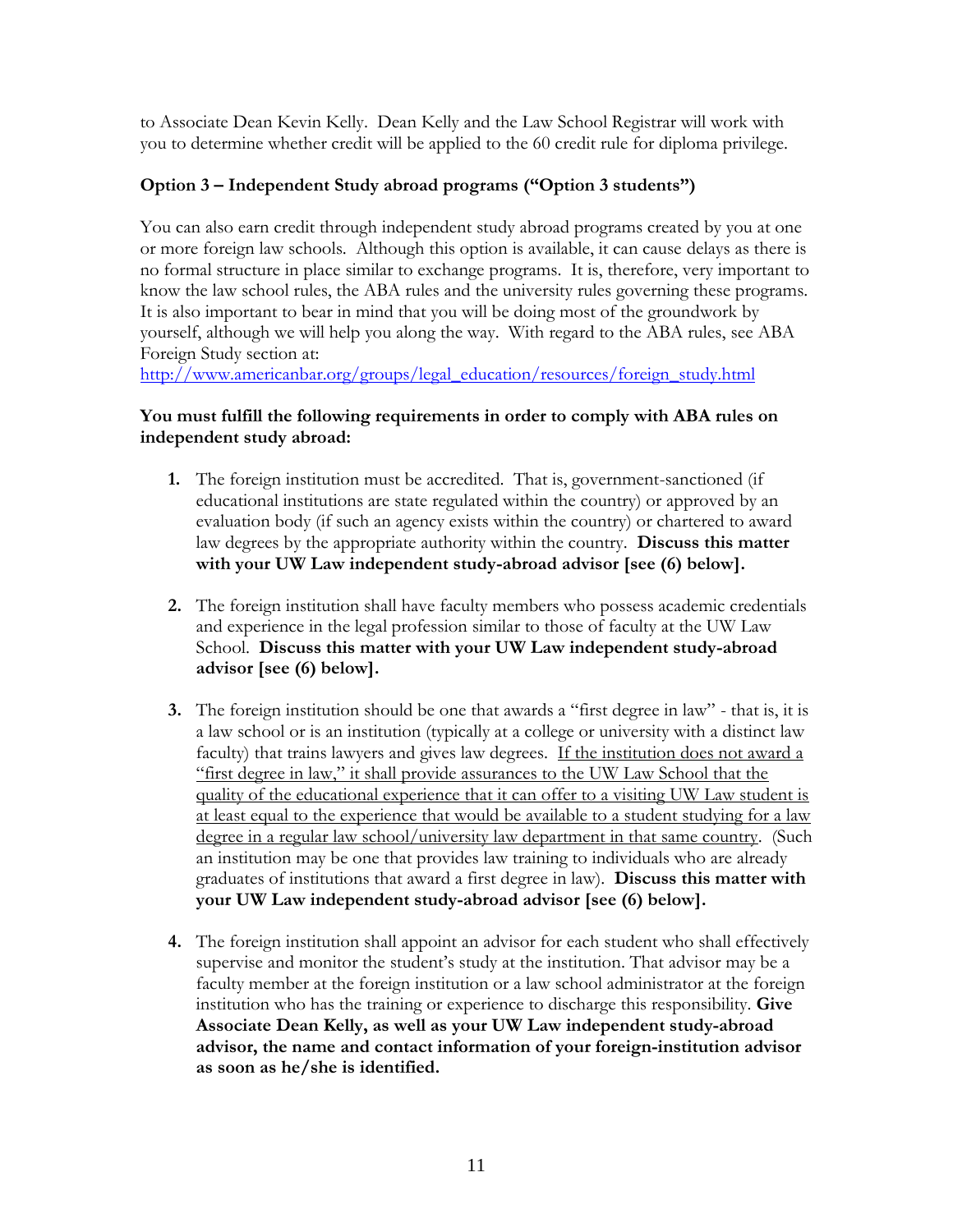to Associate Dean Kevin Kelly. Dean Kelly and the Law School Registrar will work with you to determine whether credit will be applied to the 60 credit rule for diploma privilege.

**Option 3 – Independent Study abroad programs ("Option 3 students")**

You can also earn credit through independent study abroad programs created by you at one or more foreign law schools. Although this option is available, it can cause delays as there is no formal structure in place similar to exchange programs. It is, therefore, very important to know the law school rules, the ABA rules and the university rules governing these programs. It is also important to bear in mind that you will be doing most of the groundwork by yourself, although we will help you along the way. With regard to the ABA rules, see ABA Foreign Study section at:
http://www.americanbar.org/groups/legal_education/resources/foreign_study.html

**You must fulfill the following requirements in order to comply with ABA rules on independent study abroad:**

1. The foreign institution must be accredited. That is, government-sanctioned (if educational institutions are state regulated within the country) or approved by an evaluation body (if such an agency exists within the country) or chartered to award law degrees by the appropriate authority within the country. **Discuss this matter with your UW Law independent study-abroad advisor [see (6) below].**

2. The foreign institution shall have faculty members who possess academic credentials and experience in the legal profession similar to those of faculty at the UW Law School. **Discuss this matter with your UW Law independent study-abroad advisor [see (6) below].**

3. The foreign institution should be one that awards a "first degree in law" - that is, it is a law school or is an institution (typically at a college or university with a distinct law faculty) that trains lawyers and gives law degrees. <u>If the institution does not award a "first degree in law," it shall provide assurances to the UW Law School that the quality of the educational experience that it can offer to a visiting UW Law student is at least equal to the experience that would be available to a student studying for a law degree in a regular law school/university law department in that same country</u>. (Such an institution may be one that provides law training to individuals who are already graduates of institutions that award a first degree in law). **Discuss this matter with your UW Law independent study-abroad advisor [see (6) below].**

4. The foreign institution shall appoint an advisor for each student who shall effectively supervise and monitor the student's study at the institution. That advisor may be a faculty member at the foreign institution or a law school administrator at the foreign institution who has the training or experience to discharge this responsibility. **Give Associate Dean Kelly, as well as your UW Law independent study-abroad advisor, the name and contact information of your foreign-institution advisor as soon as he/she is identified.**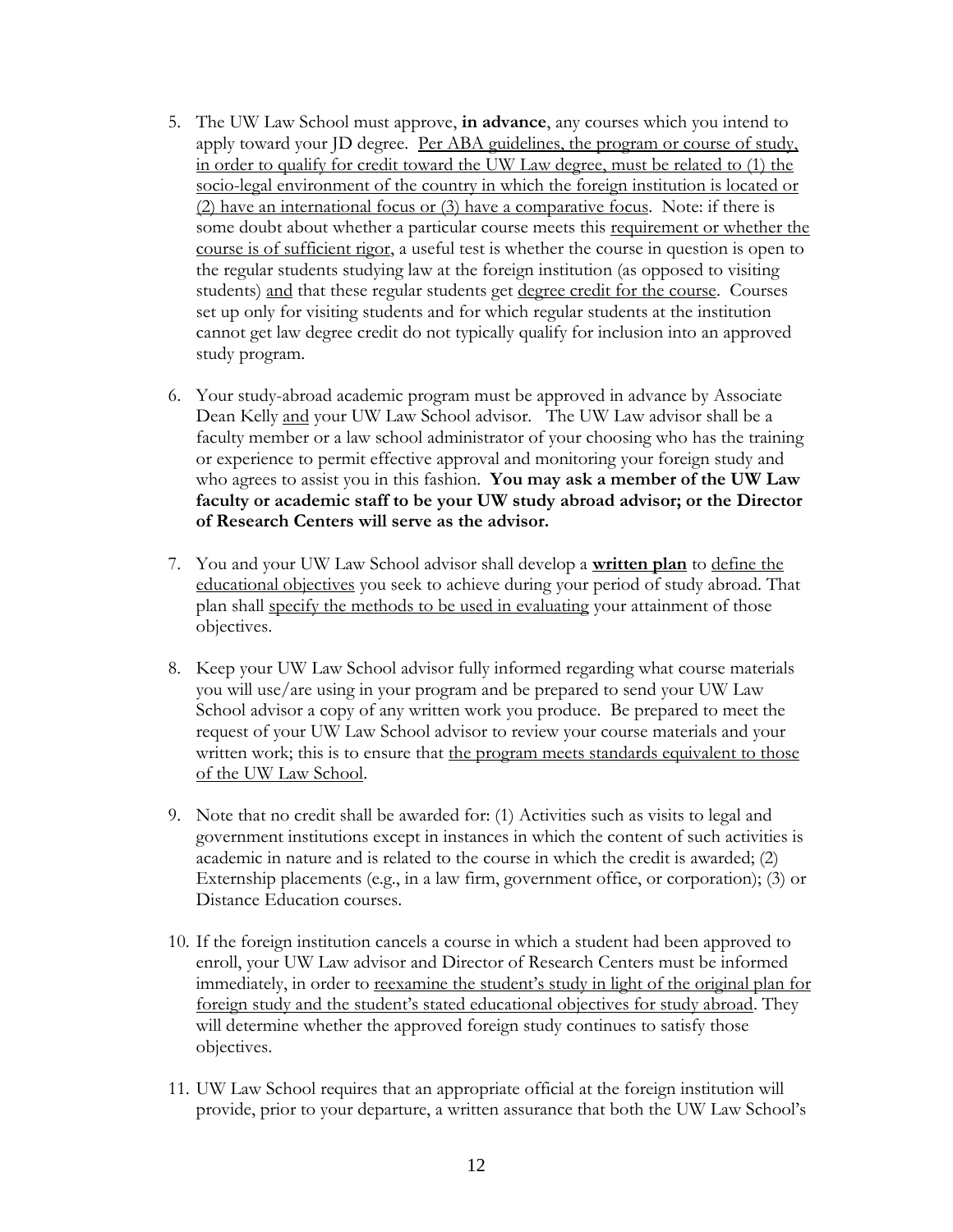5. The UW Law School must approve, **in advance**, any courses which you intend to apply toward your JD degree. Per ABA guidelines, the program or course of study, in order to qualify for credit toward the UW Law degree, must be related to (1) the socio-legal environment of the country in which the foreign institution is located or (2) have an international focus or (3) have a comparative focus. Note: if there is some doubt about whether a particular course meets this requirement or whether the course is of sufficient rigor, a useful test is whether the course in question is open to the regular students studying law at the foreign institution (as opposed to visiting students) and that these regular students get degree credit for the course. Courses set up only for visiting students and for which regular students at the institution cannot get law degree credit do not typically qualify for inclusion into an approved study program.

6. Your study-abroad academic program must be approved in advance by Associate Dean Kelly and your UW Law School advisor. The UW Law advisor shall be a faculty member or a law school administrator of your choosing who has the training or experience to permit effective approval and monitoring your foreign study and who agrees to assist you in this fashion. **You may ask a member of the UW Law faculty or academic staff to be your UW study abroad advisor; or the Director of Research Centers will serve as the advisor.**

7. You and your UW Law School advisor shall develop a **written plan** to define the educational objectives you seek to achieve during your period of study abroad. That plan shall specify the methods to be used in evaluating your attainment of those objectives.

8. Keep your UW Law School advisor fully informed regarding what course materials you will use/are using in your program and be prepared to send your UW Law School advisor a copy of any written work you produce. Be prepared to meet the request of your UW Law School advisor to review your course materials and your written work; this is to ensure that the program meets standards equivalent to those of the UW Law School.

9. Note that no credit shall be awarded for: (1) Activities such as visits to legal and government institutions except in instances in which the content of such activities is academic in nature and is related to the course in which the credit is awarded; (2) Externship placements (e.g., in a law firm, government office, or corporation); (3) or Distance Education courses.

10. If the foreign institution cancels a course in which a student had been approved to enroll, your UW Law advisor and Director of Research Centers must be informed immediately, in order to reexamine the student's study in light of the original plan for foreign study and the student's stated educational objectives for study abroad. They will determine whether the approved foreign study continues to satisfy those objectives.

11. UW Law School requires that an appropriate official at the foreign institution will provide, prior to your departure, a written assurance that both the UW Law School's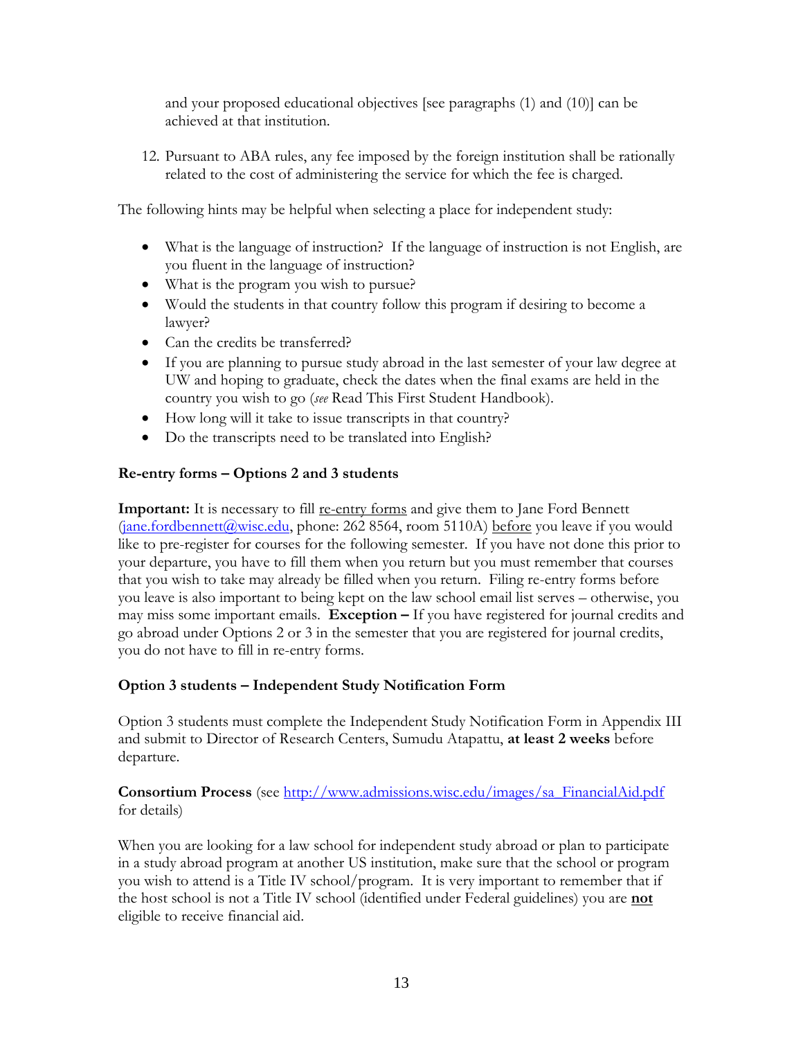and your proposed educational objectives [see paragraphs (1) and (10)] can be achieved at that institution.

12. Pursuant to ABA rules, any fee imposed by the foreign institution shall be rationally related to the cost of administering the service for which the fee is charged.

The following hints may be helpful when selecting a place for independent study:

- What is the language of instruction? If the language of instruction is not English, are you fluent in the language of instruction?
- What is the program you wish to pursue?
- Would the students in that country follow this program if desiring to become a lawyer?
- Can the credits be transferred?
- If you are planning to pursue study abroad in the last semester of your law degree at UW and hoping to graduate, check the dates when the final exams are held in the country you wish to go (*see* Read This First Student Handbook).
- How long will it take to issue transcripts in that country?
- Do the transcripts need to be translated into English?

**Re-entry forms – Options 2 and 3 students**

**Important:** It is necessary to fill re-entry forms and give them to Jane Ford Bennett (jane.fordbennett@wisc.edu, phone: 262 8564, room 5110A) before you leave if you would like to pre-register for courses for the following semester. If you have not done this prior to your departure, you have to fill them when you return but you must remember that courses that you wish to take may already be filled when you return. Filing re-entry forms before you leave is also important to being kept on the law school email list serves – otherwise, you may miss some important emails. **Exception –** If you have registered for journal credits and go abroad under Options 2 or 3 in the semester that you are registered for journal credits, you do not have to fill in re-entry forms.

**Option 3 students – Independent Study Notification Form**

Option 3 students must complete the Independent Study Notification Form in Appendix III and submit to Director of Research Centers, Sumudu Atapattu, **at least 2 weeks** before departure.

**Consortium Process** (see http://www.admissions.wisc.edu/images/sa_FinancialAid.pdf for details)

When you are looking for a law school for independent study abroad or plan to participate in a study abroad program at another US institution, make sure that the school or program you wish to attend is a Title IV school/program. It is very important to remember that if the host school is not a Title IV school (identified under Federal guidelines) you are **not** eligible to receive financial aid.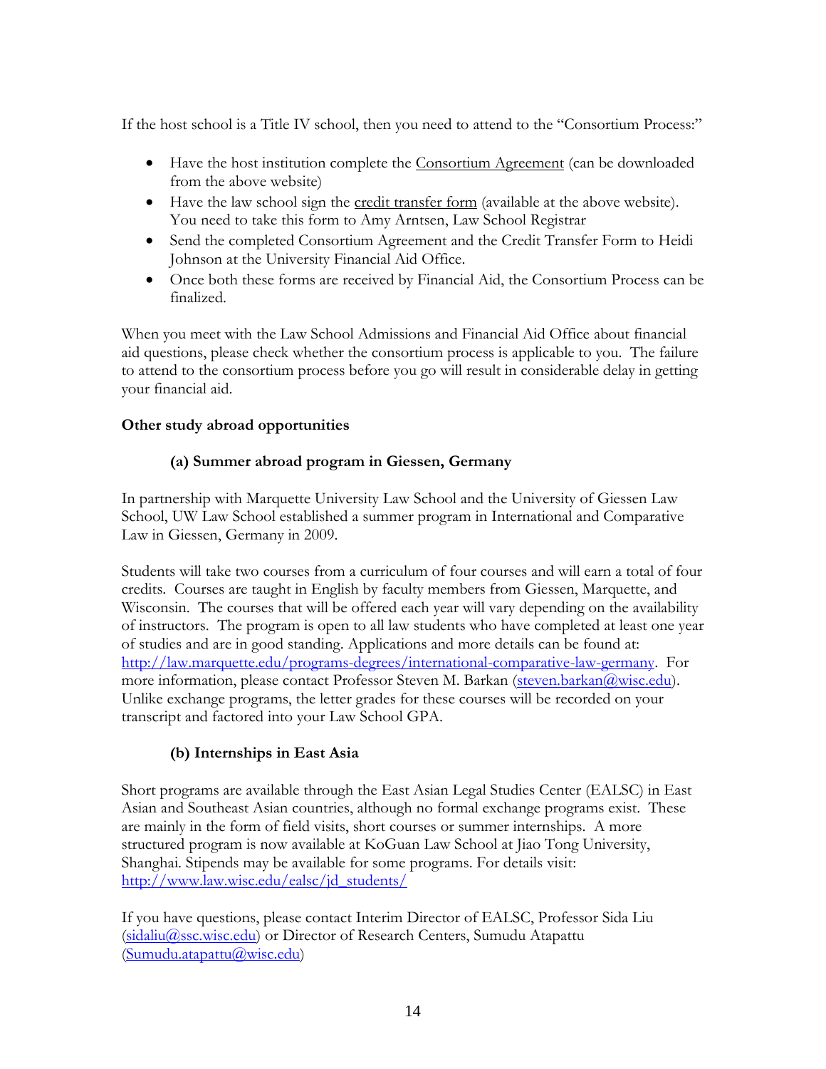If the host school is a Title IV school, then you need to attend to the "Consortium Process:"

- Have the host institution complete the Consortium Agreement (can be downloaded from the above website)
- Have the law school sign the credit transfer form (available at the above website). You need to take this form to Amy Arntsen, Law School Registrar
- Send the completed Consortium Agreement and the Credit Transfer Form to Heidi Johnson at the University Financial Aid Office.
- Once both these forms are received by Financial Aid, the Consortium Process can be finalized.

When you meet with the Law School Admissions and Financial Aid Office about financial aid questions, please check whether the consortium process is applicable to you. The failure to attend to the consortium process before you go will result in considerable delay in getting your financial aid.

**Other study abroad opportunities**

**(a) Summer abroad program in Giessen, Germany**

In partnership with Marquette University Law School and the University of Giessen Law School, UW Law School established a summer program in International and Comparative Law in Giessen, Germany in 2009.

Students will take two courses from a curriculum of four courses and will earn a total of four credits. Courses are taught in English by faculty members from Giessen, Marquette, and Wisconsin. The courses that will be offered each year will vary depending on the availability of instructors. The program is open to all law students who have completed at least one year of studies and are in good standing. Applications and more details can be found at: http://law.marquette.edu/programs-degrees/international-comparative-law-germany. For more information, please contact Professor Steven M. Barkan (steven.barkan@wisc.edu). Unlike exchange programs, the letter grades for these courses will be recorded on your transcript and factored into your Law School GPA.

**(b) Internships in East Asia**

Short programs are available through the East Asian Legal Studies Center (EALSC) in East Asian and Southeast Asian countries, although no formal exchange programs exist. These are mainly in the form of field visits, short courses or summer internships. A more structured program is now available at KoGuan Law School at Jiao Tong University, Shanghai. Stipends may be available for some programs. For details visit: http://www.law.wisc.edu/ealsc/jd_students/

If you have questions, please contact Interim Director of EALSC, Professor Sida Liu (sidaliu@ssc.wisc.edu) or Director of Research Centers, Sumudu Atapattu (Sumudu.atapattu@wisc.edu)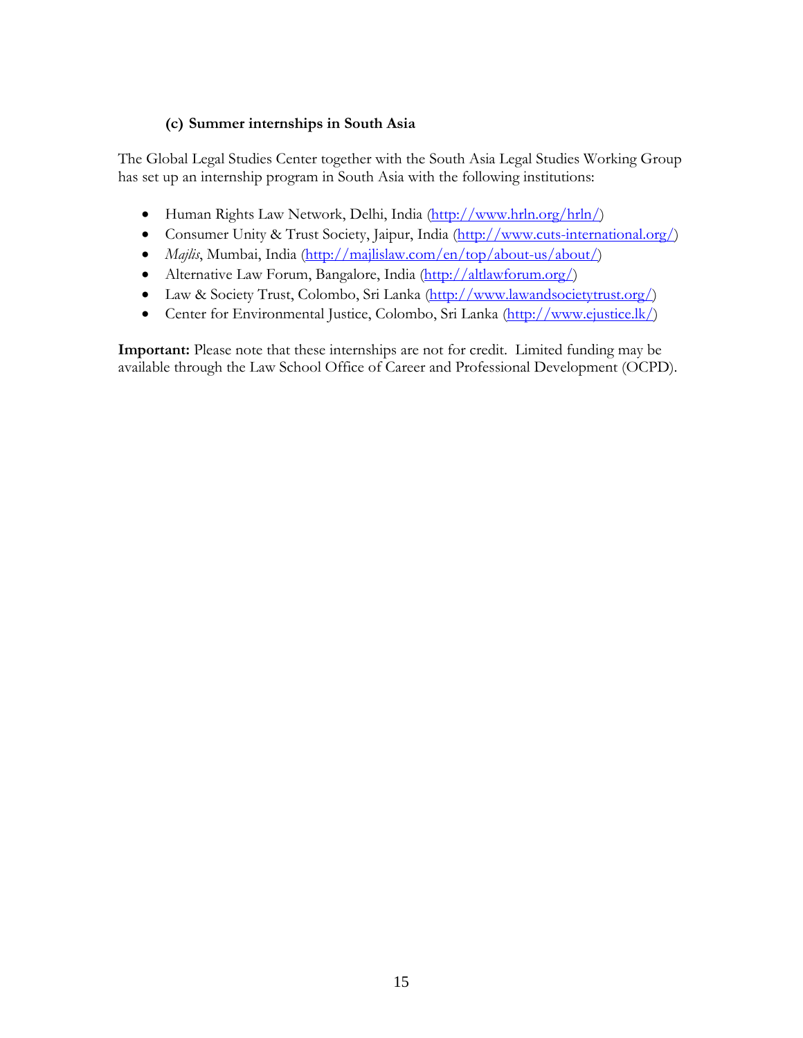### (c) Summer internships in South Asia

The Global Legal Studies Center together with the South Asia Legal Studies Working Group has set up an internship program in South Asia with the following institutions:

- Human Rights Law Network, Delhi, India (http://www.hrln.org/hrln/)
- Consumer Unity & Trust Society, Jaipur, India (http://www.cuts-international.org/)
- *Majlis*, Mumbai, India (http://majlislaw.com/en/top/about-us/about/)
- Alternative Law Forum, Bangalore, India (http://altlawforum.org/)
- Law & Society Trust, Colombo, Sri Lanka (http://www.lawandsocietytrust.org/)
- Center for Environmental Justice, Colombo, Sri Lanka (http://www.ejustice.lk/)

**Important:** Please note that these internships are not for credit. Limited funding may be available through the Law School Office of Career and Professional Development (OCPD).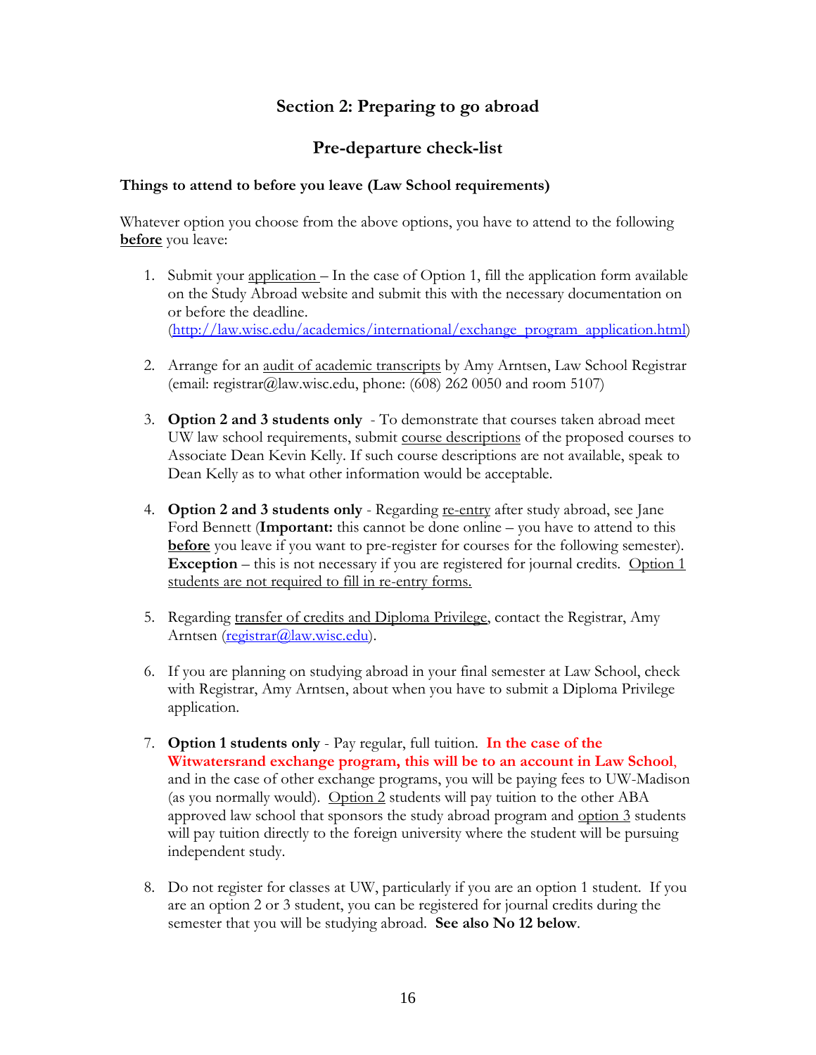## Section 2: Preparing to go abroad

## Pre-departure check-list

**Things to attend to before you leave (Law School requirements)**

Whatever option you choose from the above options, you have to attend to the following **before** you leave:

1. Submit your application – In the case of Option 1, fill the application form available on the Study Abroad website and submit this with the necessary documentation on or before the deadline. (http://law.wisc.edu/academics/international/exchange_program_application.html)

2. Arrange for an audit of academic transcripts by Amy Arntsen, Law School Registrar (email: registrar@law.wisc.edu, phone: (608) 262 0050 and room 5107)

3. **Option 2 and 3 students only** - To demonstrate that courses taken abroad meet UW law school requirements, submit course descriptions of the proposed courses to Associate Dean Kevin Kelly. If such course descriptions are not available, speak to Dean Kelly as to what other information would be acceptable.

4. **Option 2 and 3 students only** - Regarding re-entry after study abroad, see Jane Ford Bennett (**Important:** this cannot be done online – you have to attend to this **before** you leave if you want to pre-register for courses for the following semester). **Exception** – this is not necessary if you are registered for journal credits. Option 1 students are not required to fill in re-entry forms.

5. Regarding transfer of credits and Diploma Privilege, contact the Registrar, Amy Arntsen (registrar@law.wisc.edu).

6. If you are planning on studying abroad in your final semester at Law School, check with Registrar, Amy Arntsen, about when you have to submit a Diploma Privilege application.

7. **Option 1 students only** - Pay regular, full tuition. **In the case of the Witwatersrand exchange program, this will be to an account in Law School**, and in the case of other exchange programs, you will be paying fees to UW-Madison (as you normally would). Option 2 students will pay tuition to the other ABA approved law school that sponsors the study abroad program and option 3 students will pay tuition directly to the foreign university where the student will be pursuing independent study.

8. Do not register for classes at UW, particularly if you are an option 1 student. If you are an option 2 or 3 student, you can be registered for journal credits during the semester that you will be studying abroad. **See also No 12 below**.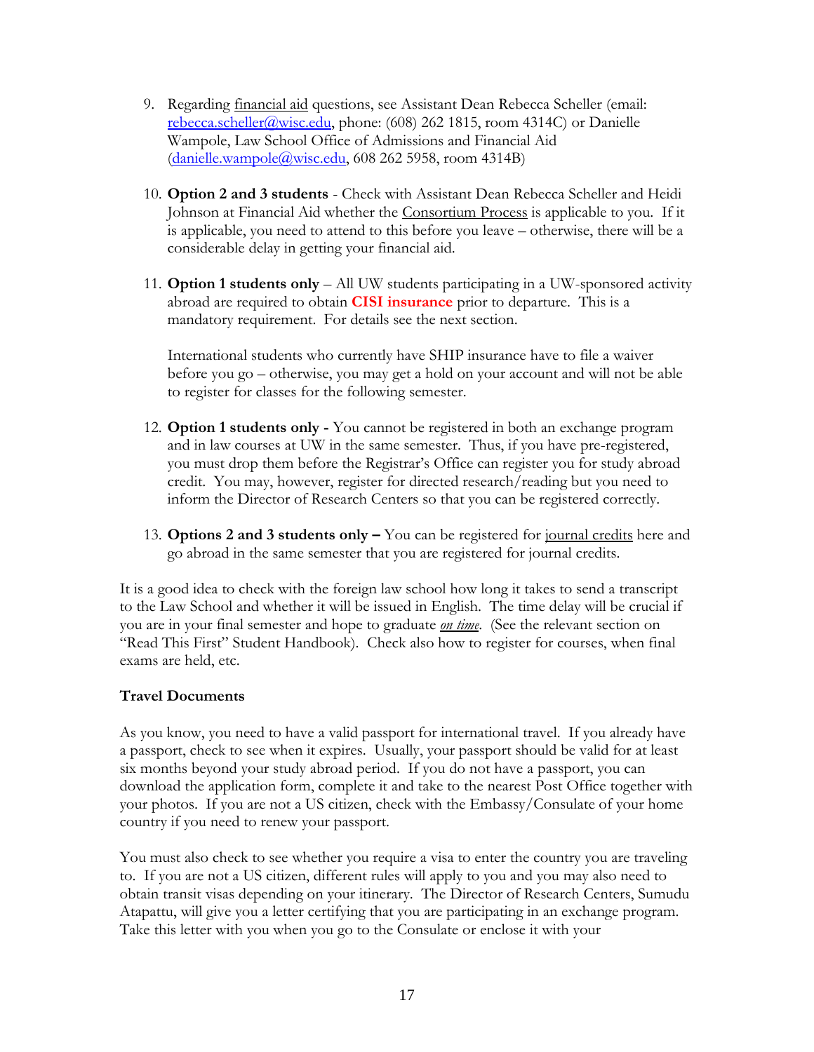9. Regarding financial aid questions, see Assistant Dean Rebecca Scheller (email: rebecca.scheller@wisc.edu, phone: (608) 262 1815, room 4314C) or Danielle Wampole, Law School Office of Admissions and Financial Aid (danielle.wampole@wisc.edu, 608 262 5958, room 4314B)

10. **Option 2 and 3 students** - Check with Assistant Dean Rebecca Scheller and Heidi Johnson at Financial Aid whether the Consortium Process is applicable to you. If it is applicable, you need to attend to this before you leave – otherwise, there will be a considerable delay in getting your financial aid.

11. **Option 1 students only** – All UW students participating in a UW-sponsored activity abroad are required to obtain **CISI insurance** prior to departure. This is a mandatory requirement. For details see the next section.

    International students who currently have SHIP insurance have to file a waiver before you go – otherwise, you may get a hold on your account and will not be able to register for classes for the following semester.

12. **Option 1 students only -** You cannot be registered in both an exchange program and in law courses at UW in the same semester. Thus, if you have pre-registered, you must drop them before the Registrar's Office can register you for study abroad credit. You may, however, register for directed research/reading but you need to inform the Director of Research Centers so that you can be registered correctly.

13. **Options 2 and 3 students only –** You can be registered for journal credits here and go abroad in the same semester that you are registered for journal credits.

It is a good idea to check with the foreign law school how long it takes to send a transcript to the Law School and whether it will be issued in English. The time delay will be crucial if you are in your final semester and hope to graduate ***on time***. (See the relevant section on "Read This First" Student Handbook). Check also how to register for courses, when final exams are held, etc.

**Travel Documents**

As you know, you need to have a valid passport for international travel. If you already have a passport, check to see when it expires. Usually, your passport should be valid for at least six months beyond your study abroad period. If you do not have a passport, you can download the application form, complete it and take to the nearest Post Office together with your photos. If you are not a US citizen, check with the Embassy/Consulate of your home country if you need to renew your passport.

You must also check to see whether you require a visa to enter the country you are traveling to. If you are not a US citizen, different rules will apply to you and you may also need to obtain transit visas depending on your itinerary. The Director of Research Centers, Sumudu Atapattu, will give you a letter certifying that you are participating in an exchange program. Take this letter with you when you go to the Consulate or enclose it with your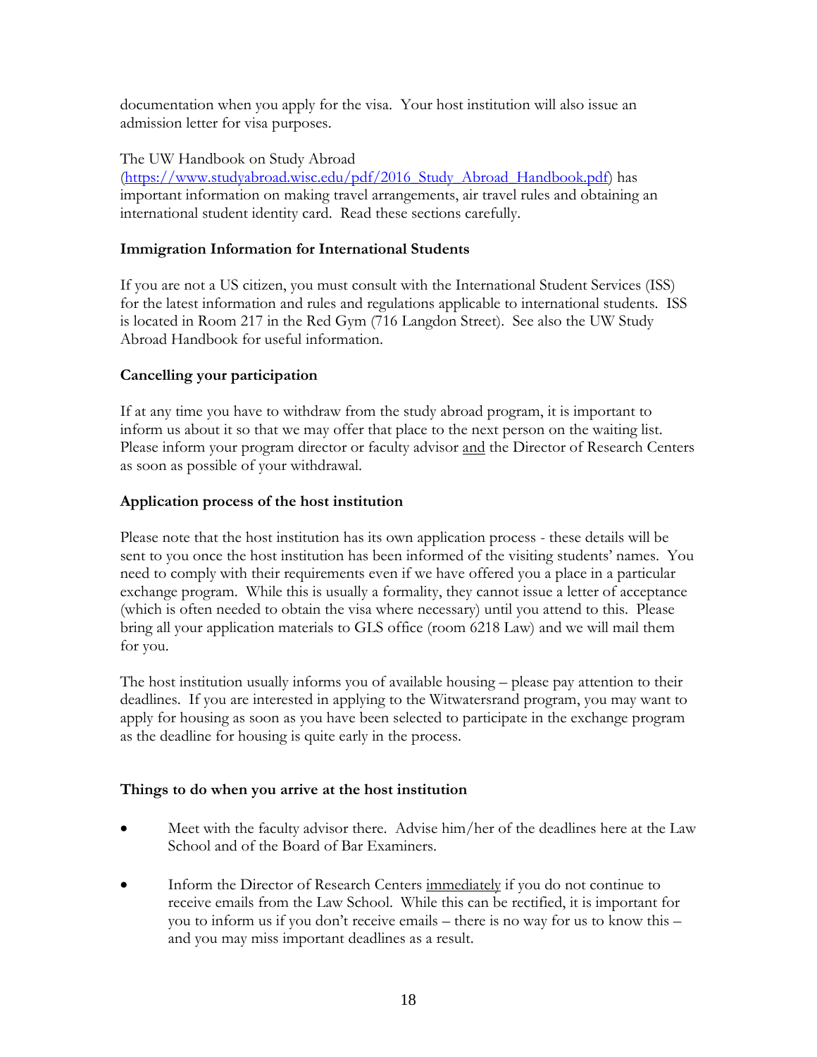documentation when you apply for the visa. Your host institution will also issue an admission letter for visa purposes.

The UW Handbook on Study Abroad (https://www.studyabroad.wisc.edu/pdf/2016_Study_Abroad_Handbook.pdf) has important information on making travel arrangements, air travel rules and obtaining an international student identity card. Read these sections carefully.

**Immigration Information for International Students**

If you are not a US citizen, you must consult with the International Student Services (ISS) for the latest information and rules and regulations applicable to international students. ISS is located in Room 217 in the Red Gym (716 Langdon Street). See also the UW Study Abroad Handbook for useful information.

**Cancelling your participation**

If at any time you have to withdraw from the study abroad program, it is important to inform us about it so that we may offer that place to the next person on the waiting list. Please inform your program director or faculty advisor <u>and</u> the Director of Research Centers as soon as possible of your withdrawal.

**Application process of the host institution**

Please note that the host institution has its own application process - these details will be sent to you once the host institution has been informed of the visiting students' names. You need to comply with their requirements even if we have offered you a place in a particular exchange program. While this is usually a formality, they cannot issue a letter of acceptance (which is often needed to obtain the visa where necessary) until you attend to this. Please bring all your application materials to GLS office (room 6218 Law) and we will mail them for you.

The host institution usually informs you of available housing – please pay attention to their deadlines. If you are interested in applying to the Witwatersrand program, you may want to apply for housing as soon as you have been selected to participate in the exchange program as the deadline for housing is quite early in the process.

**Things to do when you arrive at the host institution**

- Meet with the faculty advisor there. Advise him/her of the deadlines here at the Law School and of the Board of Bar Examiners.
- Inform the Director of Research Centers <u>immediately</u> if you do not continue to receive emails from the Law School. While this can be rectified, it is important for you to inform us if you don't receive emails – there is no way for us to know this – and you may miss important deadlines as a result.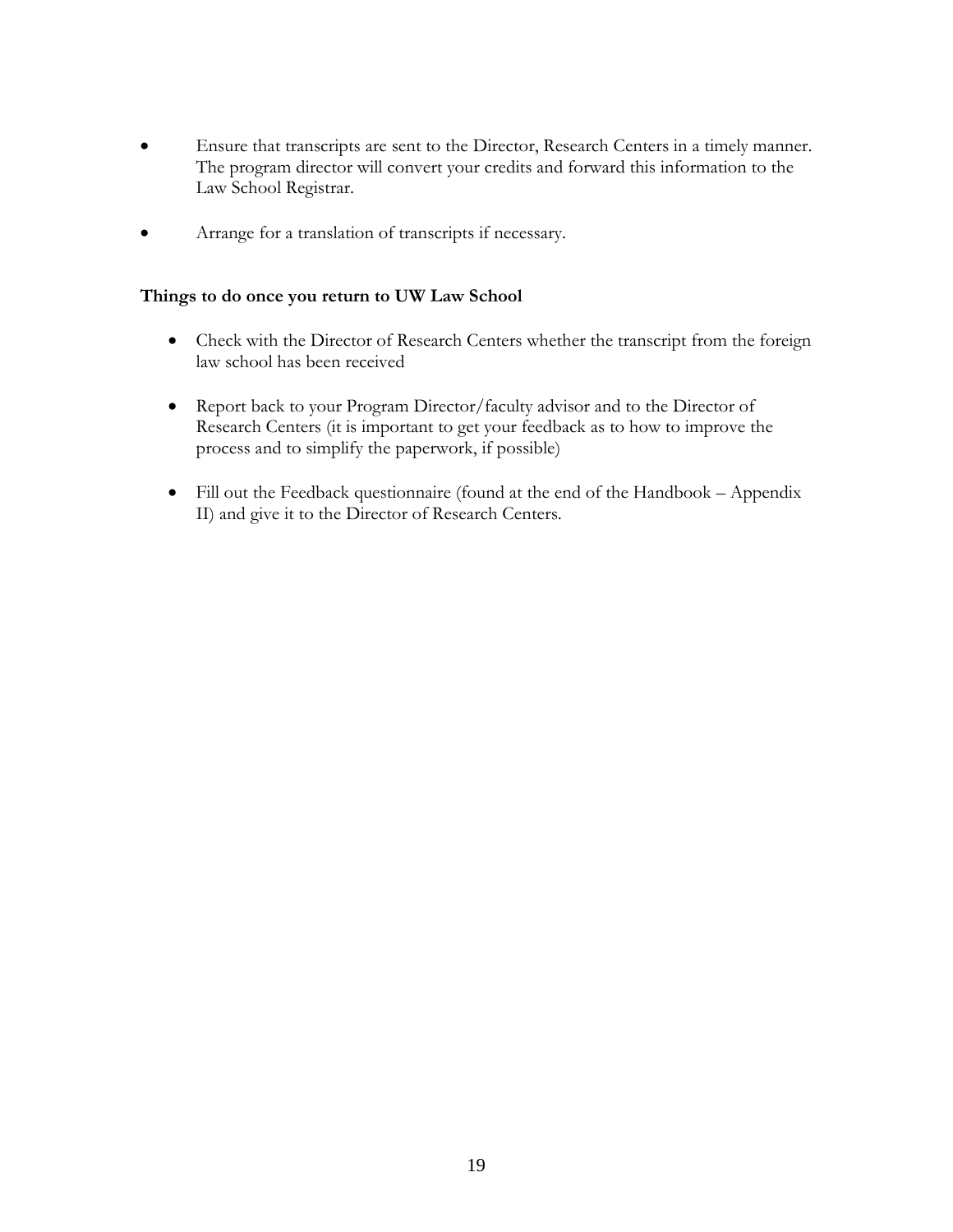- Ensure that transcripts are sent to the Director, Research Centers in a timely manner. The program director will convert your credits and forward this information to the Law School Registrar.
- Arrange for a translation of transcripts if necessary.

**Things to do once you return to UW Law School**

- Check with the Director of Research Centers whether the transcript from the foreign law school has been received
- Report back to your Program Director/faculty advisor and to the Director of Research Centers (it is important to get your feedback as to how to improve the process and to simplify the paperwork, if possible)
- Fill out the Feedback questionnaire (found at the end of the Handbook – Appendix II) and give it to the Director of Research Centers.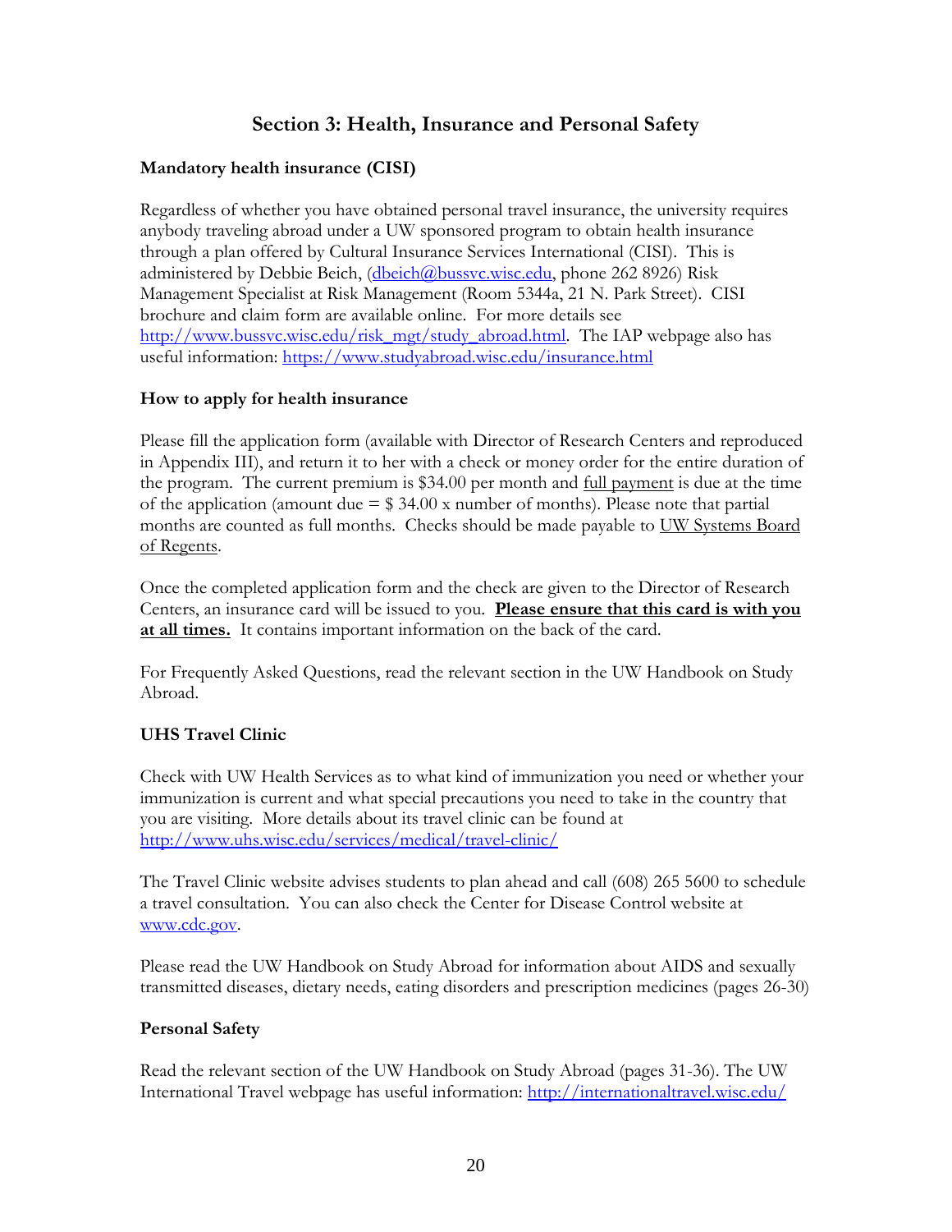## Section 3: Health, Insurance and Personal Safety

### Mandatory health insurance (CISI)

Regardless of whether you have obtained personal travel insurance, the university requires anybody traveling abroad under a UW sponsored program to obtain health insurance through a plan offered by Cultural Insurance Services International (CISI). This is administered by Debbie Beich, (dbeich@bussvc.wisc.edu, phone 262 8926) Risk Management Specialist at Risk Management (Room 5344a, 21 N. Park Street). CISI brochure and claim form are available online. For more details see http://www.bussvc.wisc.edu/risk_mgt/study_abroad.html. The IAP webpage also has useful information: https://www.studyabroad.wisc.edu/insurance.html

### How to apply for health insurance

Please fill the application form (available with Director of Research Centers and reproduced in Appendix III), and return it to her with a check or money order for the entire duration of the program. The current premium is $34.00 per month and full payment is due at the time of the application (amount due = $ 34.00 x number of months). Please note that partial months are counted as full months. Checks should be made payable to UW Systems Board of Regents.

Once the completed application form and the check are given to the Director of Research Centers, an insurance card will be issued to you. **Please ensure that this card is with you at all times.** It contains important information on the back of the card.

For Frequently Asked Questions, read the relevant section in the UW Handbook on Study Abroad.

### UHS Travel Clinic

Check with UW Health Services as to what kind of immunization you need or whether your immunization is current and what special precautions you need to take in the country that you are visiting. More details about its travel clinic can be found at http://www.uhs.wisc.edu/services/medical/travel-clinic/

The Travel Clinic website advises students to plan ahead and call (608) 265 5600 to schedule a travel consultation. You can also check the Center for Disease Control website at www.cdc.gov.

Please read the UW Handbook on Study Abroad for information about AIDS and sexually transmitted diseases, dietary needs, eating disorders and prescription medicines (pages 26-30)

### Personal Safety

Read the relevant section of the UW Handbook on Study Abroad (pages 31-36). The UW International Travel webpage has useful information: http://internationaltravel.wisc.edu/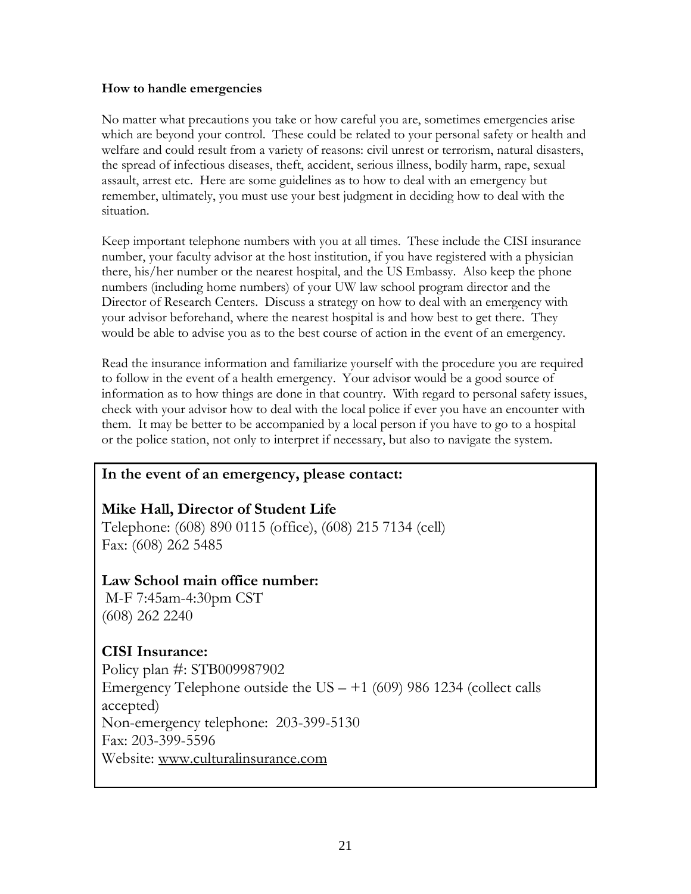**How to handle emergencies**

No matter what precautions you take or how careful you are, sometimes emergencies arise which are beyond your control. These could be related to your personal safety or health and welfare and could result from a variety of reasons: civil unrest or terrorism, natural disasters, the spread of infectious diseases, theft, accident, serious illness, bodily harm, rape, sexual assault, arrest etc. Here are some guidelines as to how to deal with an emergency but remember, ultimately, you must use your best judgment in deciding how to deal with the situation.

Keep important telephone numbers with you at all times. These include the CISI insurance number, your faculty advisor at the host institution, if you have registered with a physician there, his/her number or the nearest hospital, and the US Embassy. Also keep the phone numbers (including home numbers) of your UW law school program director and the Director of Research Centers. Discuss a strategy on how to deal with an emergency with your advisor beforehand, where the nearest hospital is and how best to get there. They would be able to advise you as to the best course of action in the event of an emergency.

Read the insurance information and familiarize yourself with the procedure you are required to follow in the event of a health emergency. Your advisor would be a good source of information as to how things are done in that country. With regard to personal safety issues, check with your advisor how to deal with the local police if ever you have an encounter with them. It may be better to be accompanied by a local person if you have to go to a hospital or the police station, not only to interpret if necessary, but also to navigate the system.

**In the event of an emergency, please contact:**

**Mike Hall, Director of Student Life**
Telephone: (608) 890 0115 (office), (608) 215 7134 (cell)
Fax: (608) 262 5485

**Law School main office number:**
M-F 7:45am-4:30pm CST
(608) 262 2240

**CISI Insurance:**
Policy plan #: STB009987902
Emergency Telephone outside the US – +1 (609) 986 1234 (collect calls accepted)
Non-emergency telephone: 203-399-5130
Fax: 203-399-5596
Website: www.culturalinsurance.com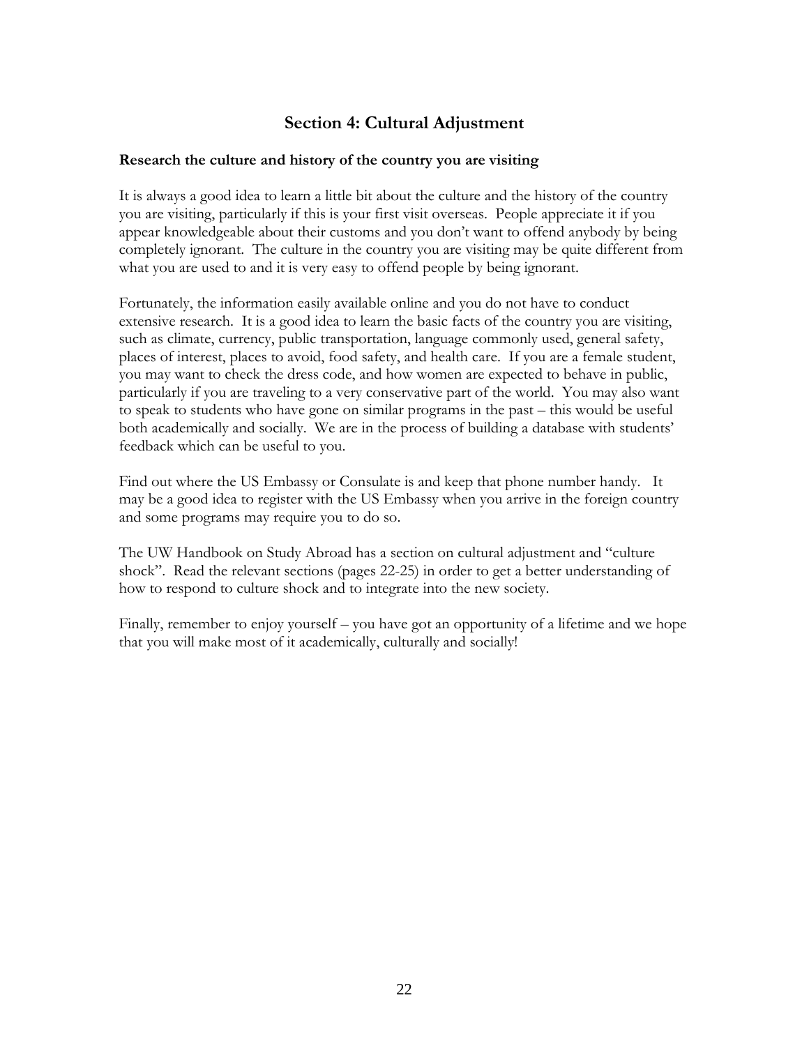## Section 4: Cultural Adjustment

**Research the culture and history of the country you are visiting**

It is always a good idea to learn a little bit about the culture and the history of the country you are visiting, particularly if this is your first visit overseas. People appreciate it if you appear knowledgeable about their customs and you don't want to offend anybody by being completely ignorant. The culture in the country you are visiting may be quite different from what you are used to and it is very easy to offend people by being ignorant.

Fortunately, the information easily available online and you do not have to conduct extensive research. It is a good idea to learn the basic facts of the country you are visiting, such as climate, currency, public transportation, language commonly used, general safety, places of interest, places to avoid, food safety, and health care. If you are a female student, you may want to check the dress code, and how women are expected to behave in public, particularly if you are traveling to a very conservative part of the world. You may also want to speak to students who have gone on similar programs in the past – this would be useful both academically and socially. We are in the process of building a database with students' feedback which can be useful to you.

Find out where the US Embassy or Consulate is and keep that phone number handy. It may be a good idea to register with the US Embassy when you arrive in the foreign country and some programs may require you to do so.

The UW Handbook on Study Abroad has a section on cultural adjustment and "culture shock". Read the relevant sections (pages 22-25) in order to get a better understanding of how to respond to culture shock and to integrate into the new society.

Finally, remember to enjoy yourself – you have got an opportunity of a lifetime and we hope that you will make most of it academically, culturally and socially!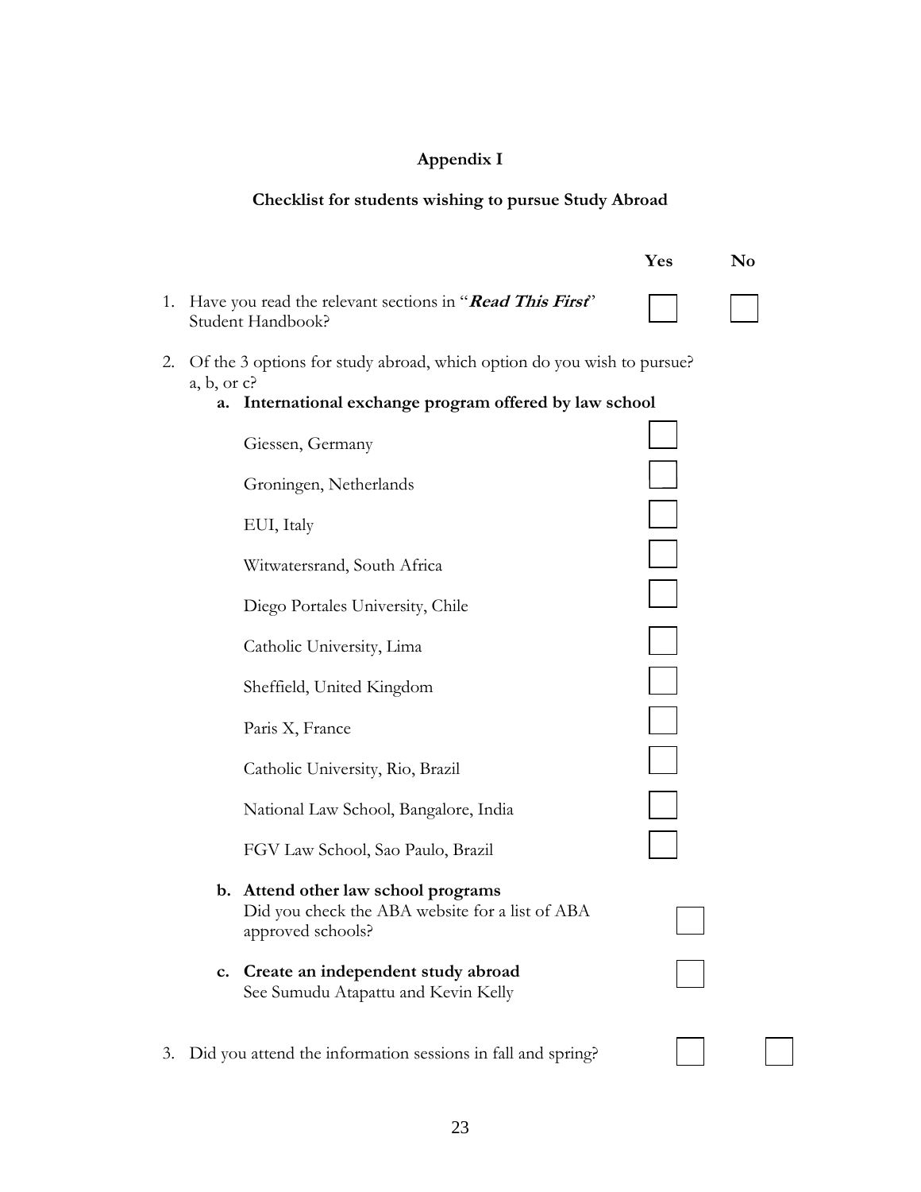# Appendix I

## Checklist for students wishing to pursue Study Abroad

| | Yes | No |
|---|---|---|
| 1. Have you read the relevant sections in "***Read This First***" Student Handbook? | ☐ | ☐ |

2. Of the 3 options for study abroad, which option do you wish to pursue? a, b, or c?

   **a. International exchange program offered by law school**

   - Giessen, Germany ☐
   - Groningen, Netherlands ☐
   - EUI, Italy ☐
   - Witwatersrand, South Africa ☐
   - Diego Portales University, Chile ☐
   - Catholic University, Lima ☐
   - Sheffield, United Kingdom ☐
   - Paris X, France ☐
   - Catholic University, Rio, Brazil ☐
   - National Law School, Bangalore, India ☐
   - FGV Law School, Sao Paulo, Brazil ☐

   **b. Attend other law school programs**
   Did you check the ABA website for a list of ABA approved schools? ☐

   **c. Create an independent study abroad**
   See Sumudu Atapattu and Kevin Kelly ☐

| | Yes | No |
|---|---|---|
| 3. Did you attend the information sessions in fall and spring? | ☐ | ☐ |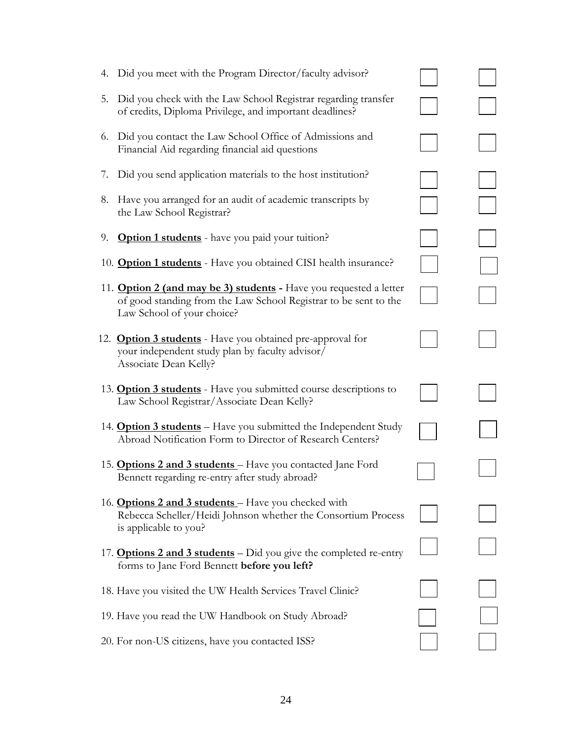4. Did you meet with the Program Director/faculty advisor? ☐ ☐

5. Did you check with the Law School Registrar regarding transfer of credits, Diploma Privilege, and important deadlines? ☐ ☐

6. Did you contact the Law School Office of Admissions and Financial Aid regarding financial aid questions ☐ ☐

7. Did you send application materials to the host institution? ☐ ☐

8. Have you arranged for an audit of academic transcripts by the Law School Registrar? ☐ ☐

9. **Option 1 students** - have you paid your tuition? ☐ ☐

10. **Option 1 students** - Have you obtained CISI health insurance? ☐ ☐

11. **Option 2 (and may be 3) students -** Have you requested a letter of good standing from the Law School Registrar to be sent to the Law School of your choice? ☐ ☐

12. **Option 3 students** - Have you obtained pre-approval for your independent study plan by faculty advisor/ Associate Dean Kelly? ☐ ☐

13. **Option 3 students** - Have you submitted course descriptions to Law School Registrar/Associate Dean Kelly? ☐ ☐

14. **Option 3 students** – Have you submitted the Independent Study Abroad Notification Form to Director of Research Centers? ☐ ☐

15. **Options 2 and 3 students** – Have you contacted Jane Ford Bennett regarding re-entry after study abroad? ☐ ☐

16. **Options 2 and 3 students** – Have you checked with Rebecca Scheller/Heidi Johnson whether the Consortium Process is applicable to you? ☐ ☐

17. **Options 2 and 3 students** – Did you give the completed re-entry forms to Jane Ford Bennett **before you left?** ☐ ☐

18. Have you visited the UW Health Services Travel Clinic? ☐ ☐

19. Have you read the UW Handbook on Study Abroad? ☐ ☐

20. For non-US citizens, have you contacted ISS? ☐ ☐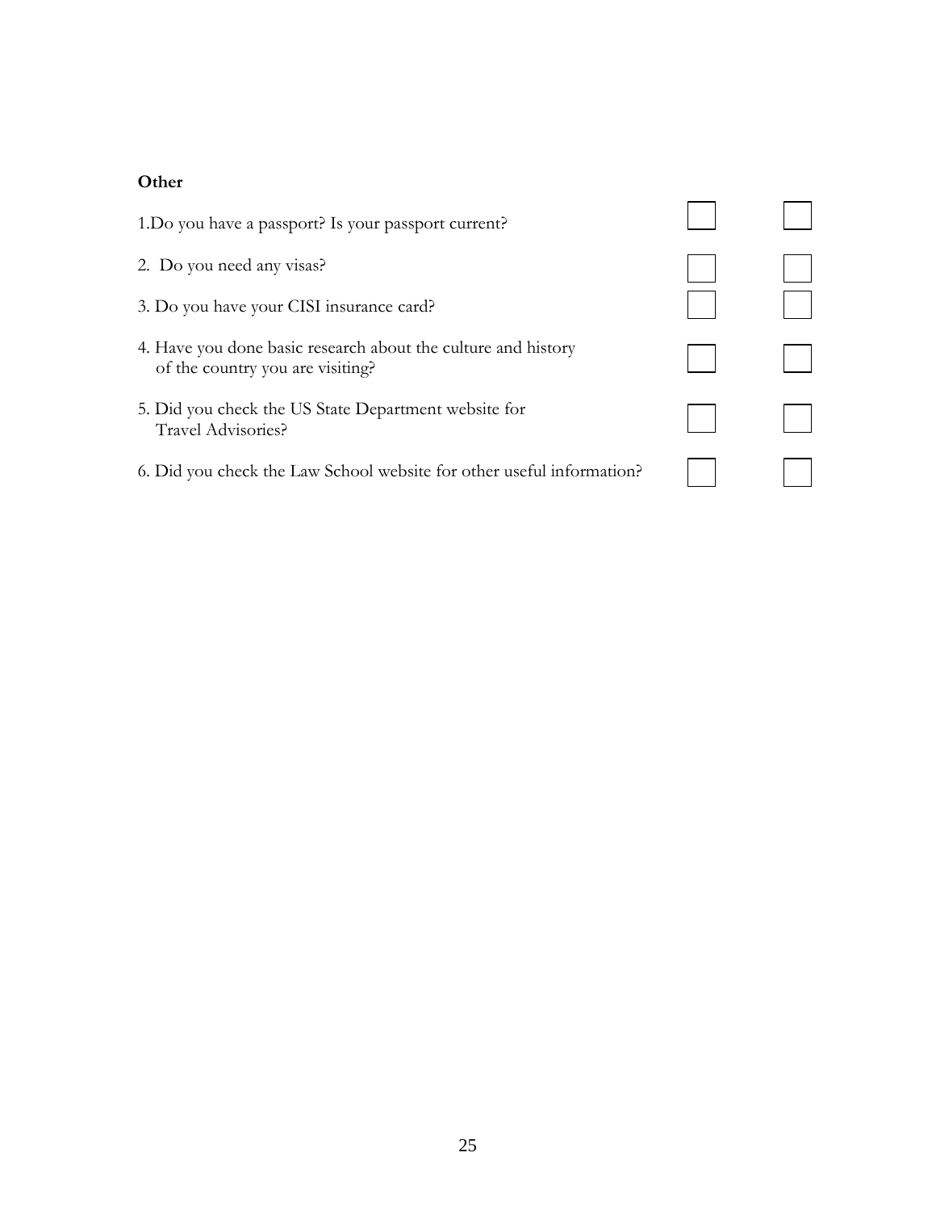**Other**

| | | |
|---|---|---|
| 1.Do you have a passport? Is your passport current? | ☐ | ☐ |
| 2. Do you need any visas? | ☐ | ☐ |
| 3. Do you have your CISI insurance card? | ☐ | ☐ |
| 4. Have you done basic research about the culture and history of the country you are visiting? | ☐ | ☐ |
| 5. Did you check the US State Department website for Travel Advisories? | ☐ | ☐ |
| 6. Did you check the Law School website for other useful information? | ☐ | ☐ |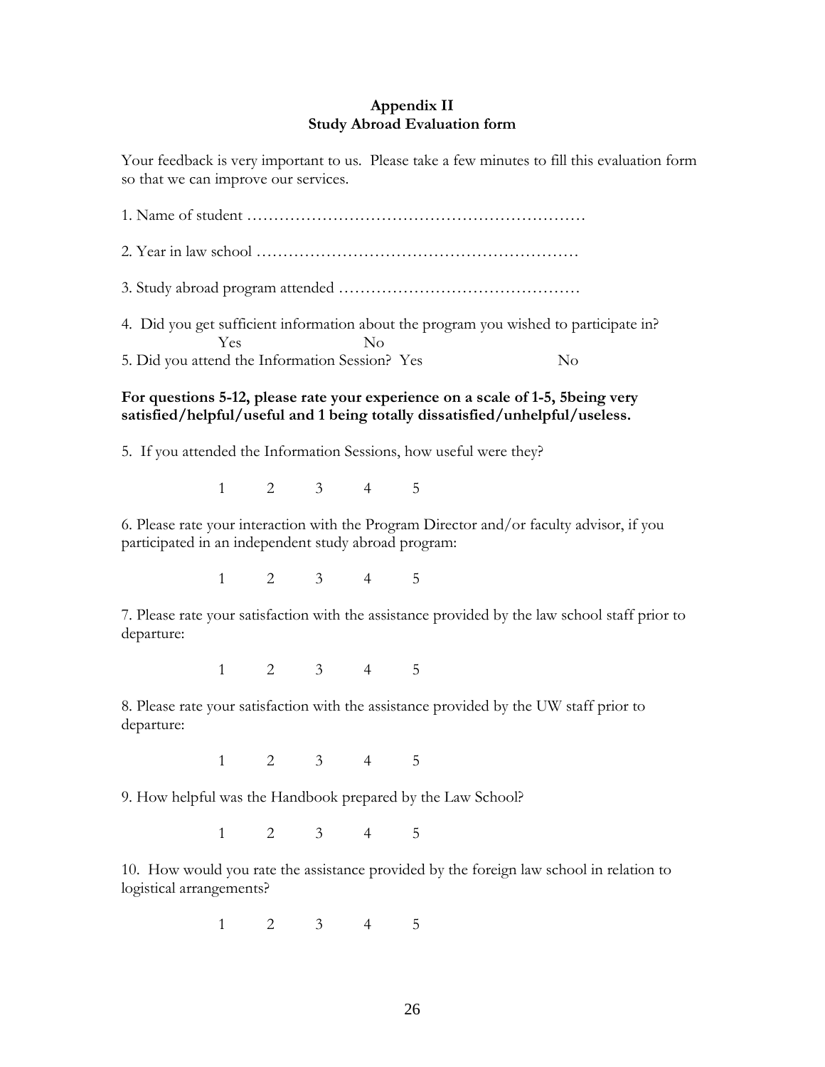# Appendix II
## Study Abroad Evaluation form

Your feedback is very important to us. Please take a few minutes to fill this evaluation form so that we can improve our services.

1. Name of student ………………………………………………………

2. Year in law school …………………………………………………

3. Study abroad program attended ……………………………………

4. Did you get sufficient information about the program you wished to participate in?
   Yes No

5. Did you attend the Information Session? Yes No

**For questions 5-12, please rate your experience on a scale of 1-5, 5being very satisfied/helpful/useful and 1 being totally dissatisfied/unhelpful/useless.**

5. If you attended the Information Sessions, how useful were they?

   1 2 3 4 5

6. Please rate your interaction with the Program Director and/or faculty advisor, if you participated in an independent study abroad program:

   1 2 3 4 5

7. Please rate your satisfaction with the assistance provided by the law school staff prior to departure:

   1 2 3 4 5

8. Please rate your satisfaction with the assistance provided by the UW staff prior to departure:

   1 2 3 4 5

9. How helpful was the Handbook prepared by the Law School?

   1 2 3 4 5

10. How would you rate the assistance provided by the foreign law school in relation to logistical arrangements?

    1 2 3 4 5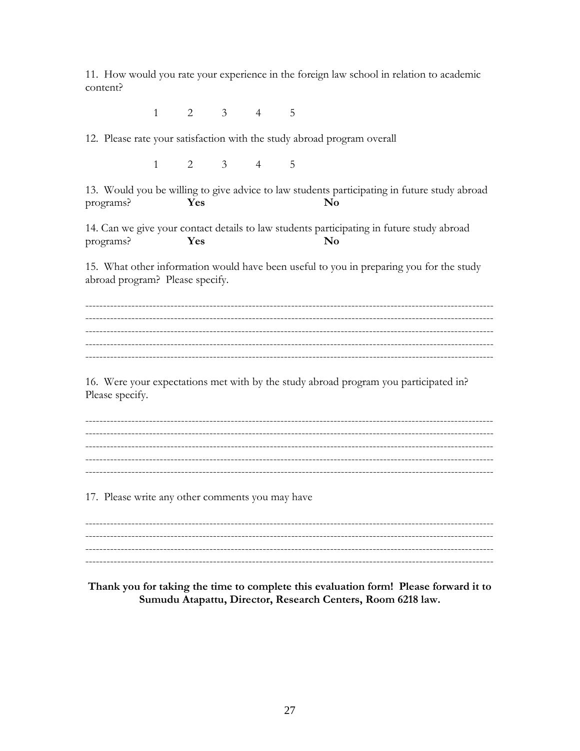11. How would you rate your experience in the foreign law school in relation to academic content?

1 &nbsp;&nbsp;&nbsp; 2 &nbsp;&nbsp;&nbsp; 3 &nbsp;&nbsp;&nbsp; 4 &nbsp;&nbsp;&nbsp; 5

12. Please rate your satisfaction with the study abroad program overall

1 &nbsp;&nbsp;&nbsp; 2 &nbsp;&nbsp;&nbsp; 3 &nbsp;&nbsp;&nbsp; 4 &nbsp;&nbsp;&nbsp; 5

13. Would you be willing to give advice to law students participating in future study abroad programs? &nbsp;&nbsp;&nbsp; **Yes** &nbsp;&nbsp;&nbsp; **No**

14. Can we give your contact details to law students participating in future study abroad programs? &nbsp;&nbsp;&nbsp; **Yes** &nbsp;&nbsp;&nbsp; **No**

15. What other information would have been useful to you in preparing you for the study abroad program? Please specify.

---------------------------------------------------------------------------------------------------------------
---------------------------------------------------------------------------------------------------------------
---------------------------------------------------------------------------------------------------------------
---------------------------------------------------------------------------------------------------------------
---------------------------------------------------------------------------------------------------------------

16. Were your expectations met with by the study abroad program you participated in? Please specify.

---------------------------------------------------------------------------------------------------------------
---------------------------------------------------------------------------------------------------------------
---------------------------------------------------------------------------------------------------------------
---------------------------------------------------------------------------------------------------------------
---------------------------------------------------------------------------------------------------------------

17. Please write any other comments you may have

---------------------------------------------------------------------------------------------------------------
---------------------------------------------------------------------------------------------------------------
---------------------------------------------------------------------------------------------------------------
---------------------------------------------------------------------------------------------------------------

**Thank you for taking the time to complete this evaluation form! Please forward it to Sumudu Atapattu, Director, Research Centers, Room 6218 law.**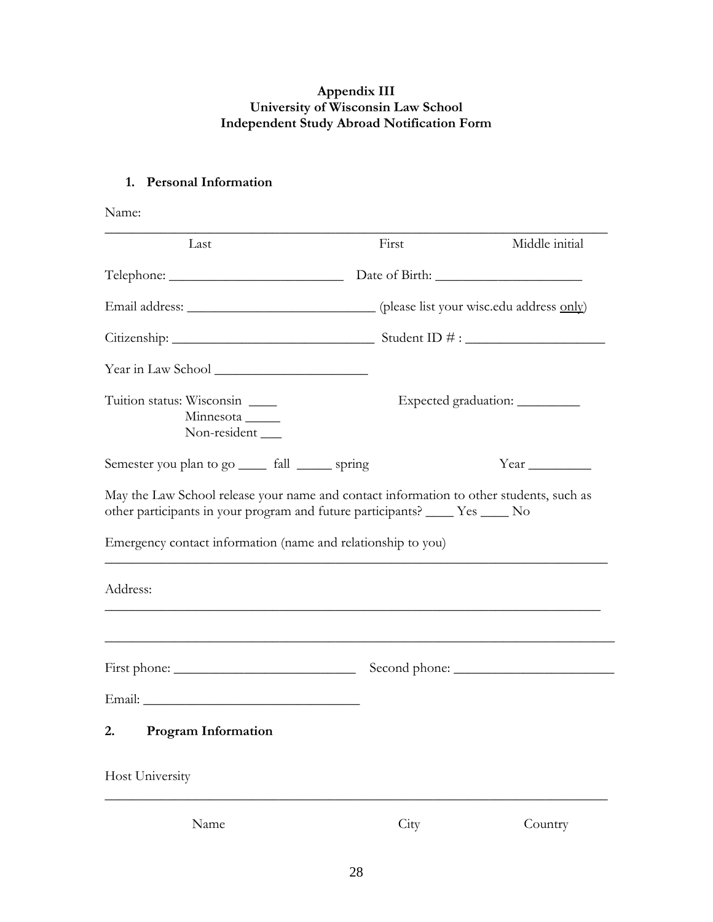**Appendix III**
**University of Wisconsin Law School**
**Independent Study Abroad Notification Form**

## 1. Personal Information

Name:

_______________________________________________________________________

Last First Middle initial

Telephone: _________________________ Date of Birth: _____________________

Email address: ___________________________ (please list your wisc.edu address only)

Citizenship: _____________________________ Student ID # : ____________________

Year in Law School ______________________

Tuition status: Wisconsin ____
Minnesota _____
Non-resident ___

Expected graduation: _________

Semester you plan to go ____ fall _____ spring Year _________

May the Law School release your name and contact information to other students, such as other participants in your program and future participants? ____ Yes ____ No

Emergency contact information (name and relationship to you)

_______________________________________________________________________

Address:

_______________________________________________________________________

_______________________________________________________________________

First phone: ___________________________ Second phone: _______________________

Email: _______________________________

## 2. Program Information

Host University

_______________________________________________________________________

Name City Country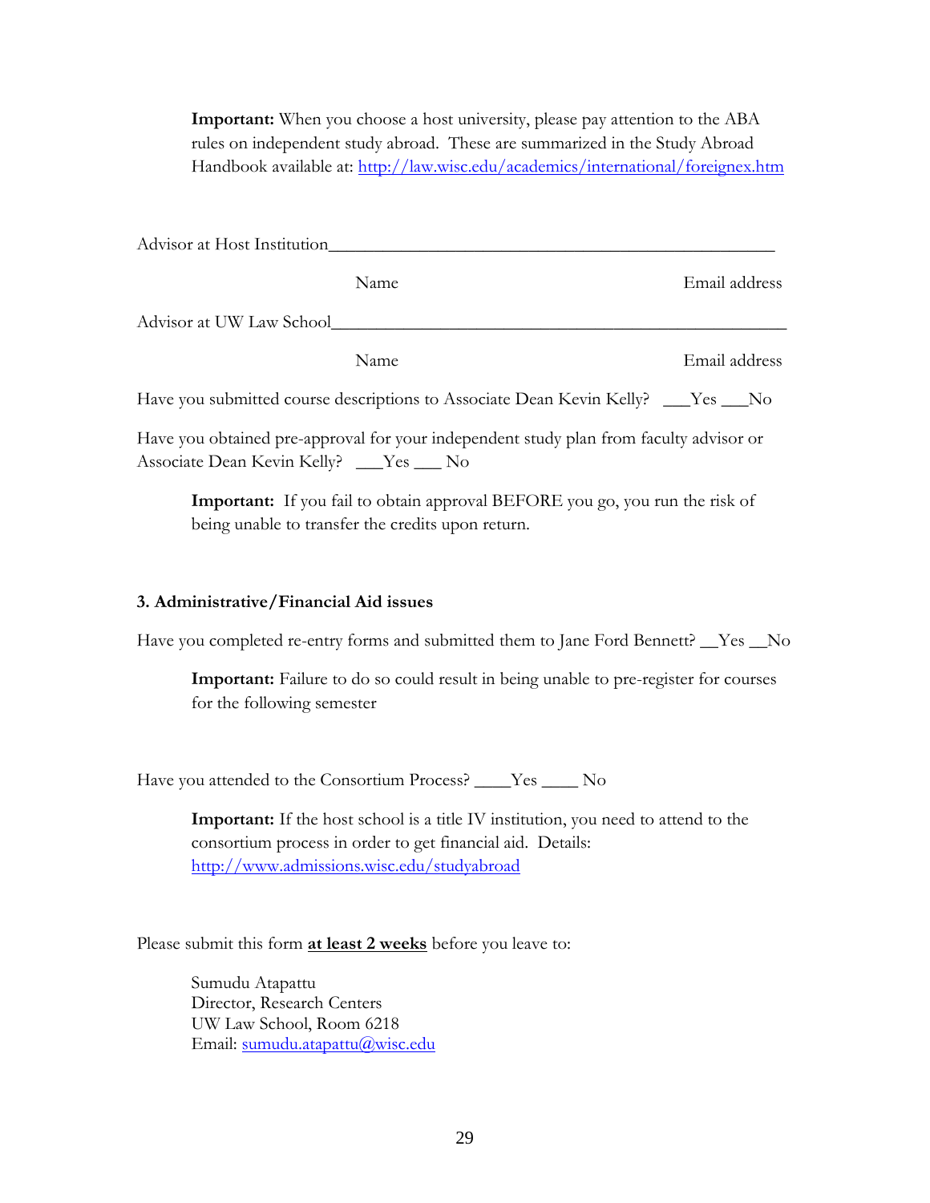**Important:** When you choose a host university, please pay attention to the ABA rules on independent study abroad. These are summarized in the Study Abroad Handbook available at: http://law.wisc.edu/academics/international/foreignex.htm

Advisor at Host Institution_________________________________________________

Name                                                                                    Email address

Advisor at UW Law School___________________________________________________

Name                                                                                    Email address

Have you submitted course descriptions to Associate Dean Kevin Kelly? ___Yes ___No

Have you obtained pre-approval for your independent study plan from faculty advisor or Associate Dean Kevin Kelly? ___Yes ___ No

**Important:** If you fail to obtain approval BEFORE you go, you run the risk of being unable to transfer the credits upon return.

### 3. Administrative/Financial Aid issues

Have you completed re-entry forms and submitted them to Jane Ford Bennett? __Yes __No

**Important:** Failure to do so could result in being unable to pre-register for courses for the following semester

Have you attended to the Consortium Process? ____Yes ____ No

**Important:** If the host school is a title IV institution, you need to attend to the consortium process in order to get financial aid. Details: http://www.admissions.wisc.edu/studyabroad

Please submit this form **at least 2 weeks** before you leave to:

Sumudu Atapattu
Director, Research Centers
UW Law School, Room 6218
Email: sumudu.atapattu@wisc.edu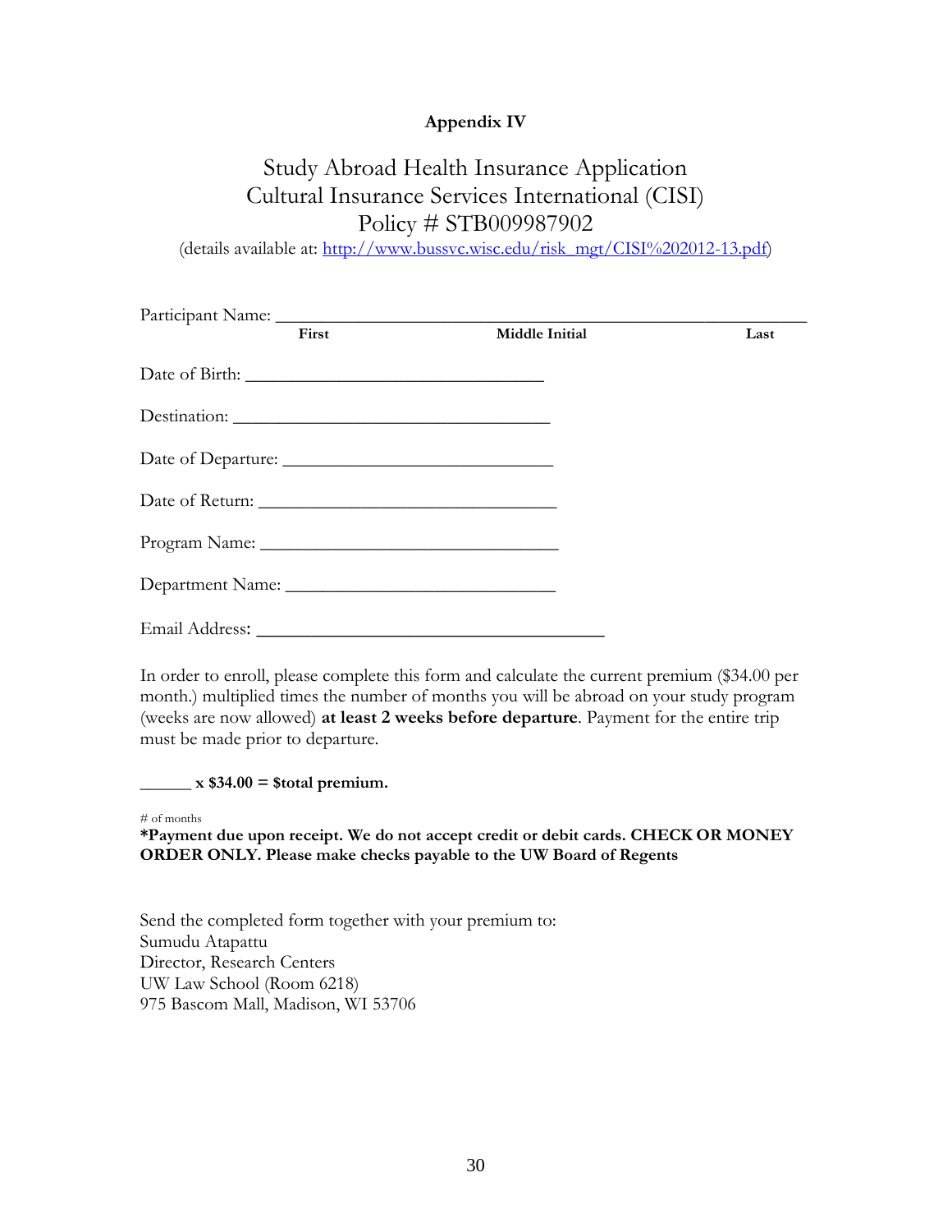**Appendix IV**

# Study Abroad Health Insurance Application
## Cultural Insurance Services International (CISI)
## Policy # STB009987902

(details available at: [http://www.bussvc.wisc.edu/risk_mgt/CISI%202012-13.pdf](http://www.bussvc.wisc.edu/risk_mgt/CISI%202012-13.pdf))

Participant Name: ___________________________________________________________

**First** **Middle Initial** **Last**

Date of Birth: _________________________________

Destination: ___________________________________

Date of Departure: ______________________________

Date of Return: _________________________________

Program Name: _________________________________

Department Name: ______________________________

Email Address: ______________________________________

In order to enroll, please complete this form and calculate the current premium ($34.00 per month.) multiplied times the number of months you will be abroad on your study program (weeks are now allowed) **at least 2 weeks before departure**. Payment for the entire trip must be made prior to departure.

**______ x $34.00 = $total premium.**

# of months

**\*Payment due upon receipt. We do not accept credit or debit cards. CHECK OR MONEY ORDER ONLY. Please make checks payable to the UW Board of Regents**

Send the completed form together with your premium to:
Sumudu Atapattu
Director, Research Centers
UW Law School (Room 6218)
975 Bascom Mall, Madison, WI 53706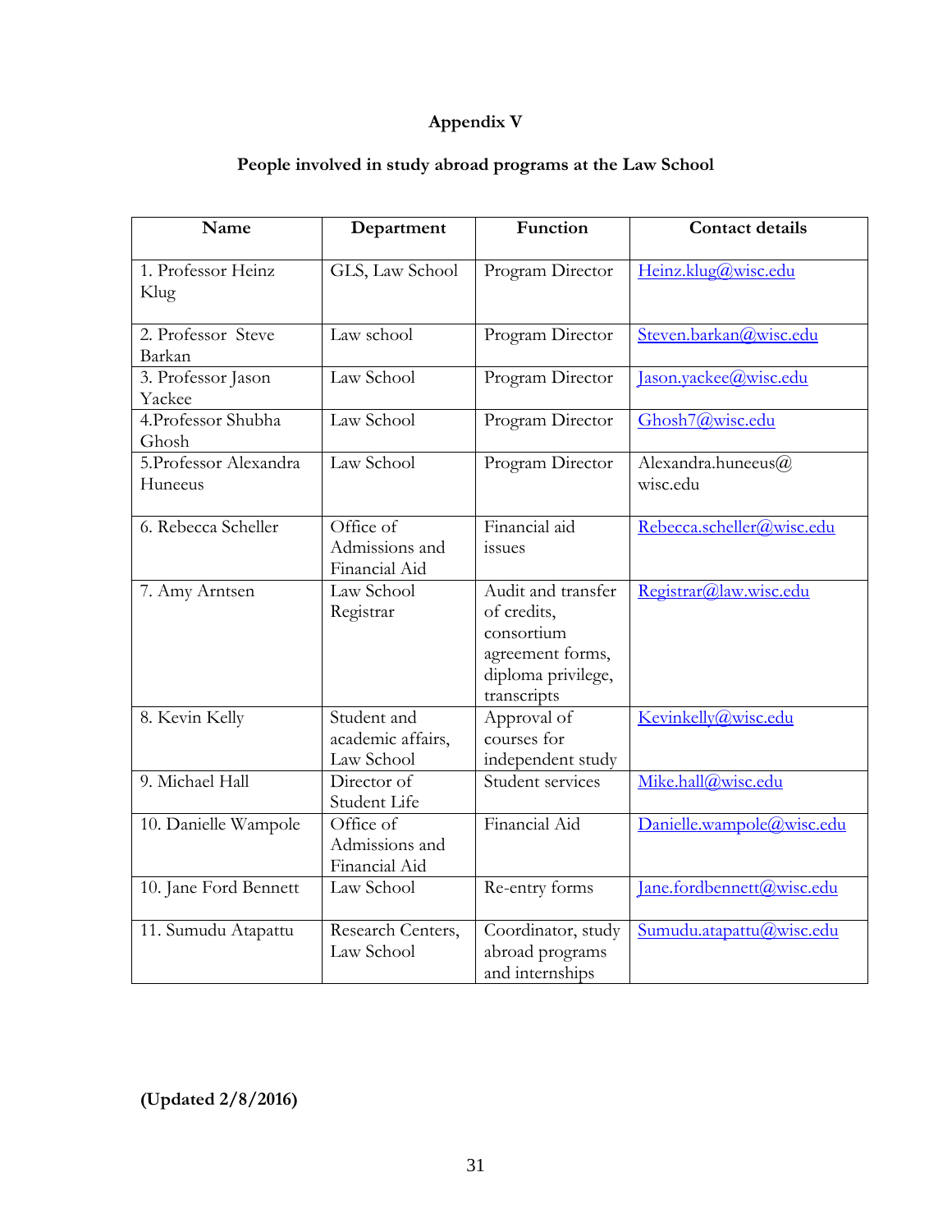**Appendix V**

**People involved in study abroad programs at the Law School**

| Name | Department | Function | Contact details |
|---|---|---|---|
| 1. Professor Heinz Klug | GLS, Law School | Program Director | Heinz.klug@wisc.edu |
| 2. Professor Steve Barkan | Law school | Program Director | Steven.barkan@wisc.edu |
| 3. Professor Jason Yackee | Law School | Program Director | Jason.yackee@wisc.edu |
| 4.Professor Shubha Ghosh | Law School | Program Director | Ghosh7@wisc.edu |
| 5.Professor Alexandra Huneeus | Law School | Program Director | Alexandra.huneeus@wisc.edu |
| 6. Rebecca Scheller | Office of Admissions and Financial Aid | Financial aid issues | Rebecca.scheller@wisc.edu |
| 7. Amy Arntsen | Law School Registrar | Audit and transfer of credits, consortium agreement forms, diploma privilege, transcripts | Registrar@law.wisc.edu |
| 8. Kevin Kelly | Student and academic affairs, Law School | Approval of courses for independent study | Kevinkelly@wisc.edu |
| 9. Michael Hall | Director of Student Life | Student services | Mike.hall@wisc.edu |
| 10. Danielle Wampole | Office of Admissions and Financial Aid | Financial Aid | Danielle.wampole@wisc.edu |
| 10. Jane Ford Bennett | Law School | Re-entry forms | Jane.fordbennett@wisc.edu |
| 11. Sumudu Atapattu | Research Centers, Law School | Coordinator, study abroad programs and internships | Sumudu.atapattu@wisc.edu |

**(Updated 2/8/2016)**